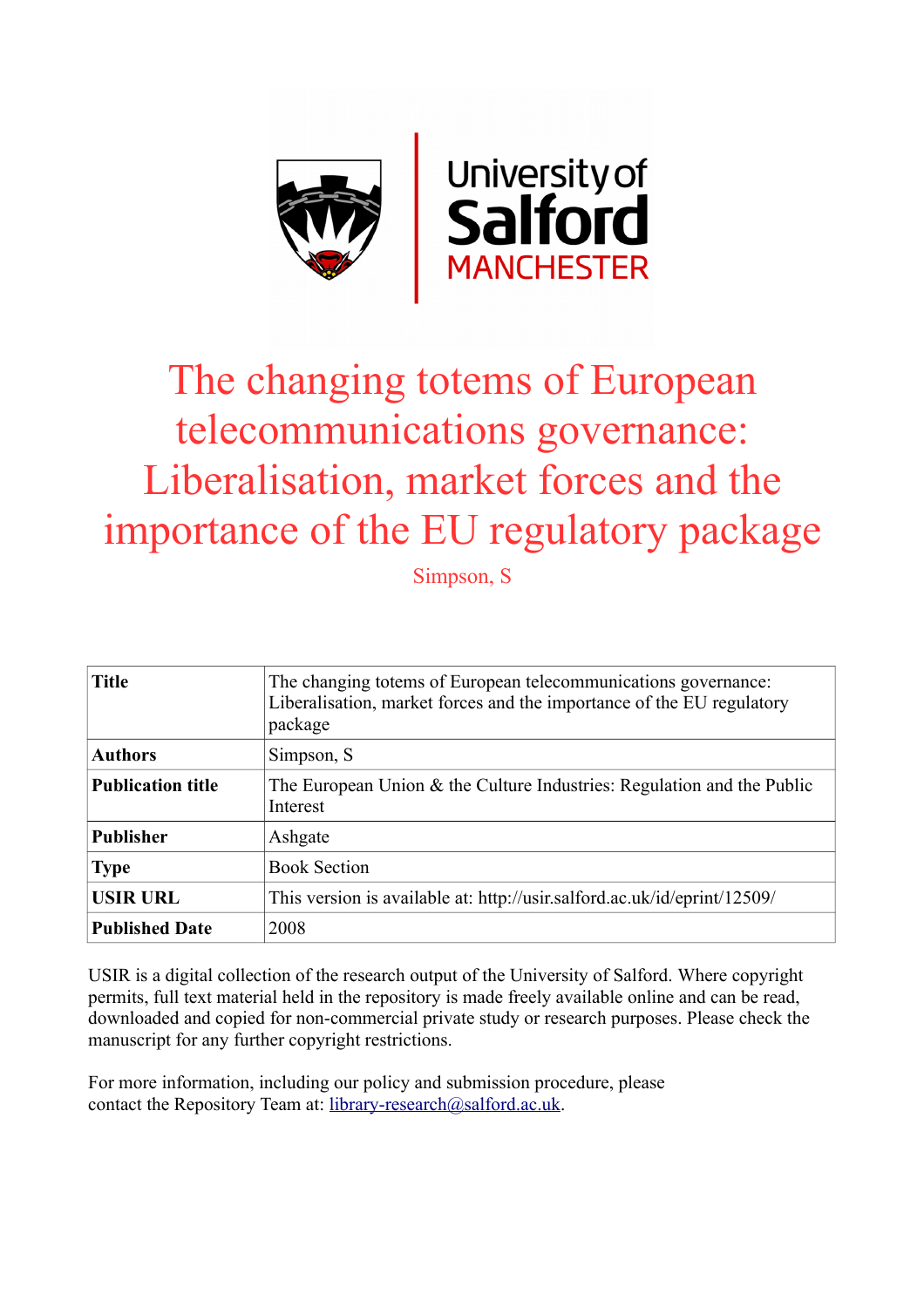University of Salford MANCHESTER

# The changing totems of European telecommunications governance: Liberalisation, market forces and the importance of the EU regulatory package

Simpson, S

| Title | The changing totems of European telecommunications governance: Liberalisation, market forces and the importance of the EU regulatory package |
| --- | --- |
| Authors | Simpson, S |
| Publication title | The European Union & the Culture Industries: Regulation and the Public Interest |
| Publisher | Ashgate |
| Type | Book Section |
| USIR URL | This version is available at: http://usir.salford.ac.uk/id/eprint/12509/ |
| Published Date | 2008 |

USIR is a digital collection of the research output of the University of Salford. Where copyright permits, full text material held in the repository is made freely available online and can be read, downloaded and copied for non-commercial private study or research purposes. Please check the manuscript for any further copyright restrictions.

For more information, including our policy and submission procedure, please contact the Repository Team at: library-research@salford.ac.uk.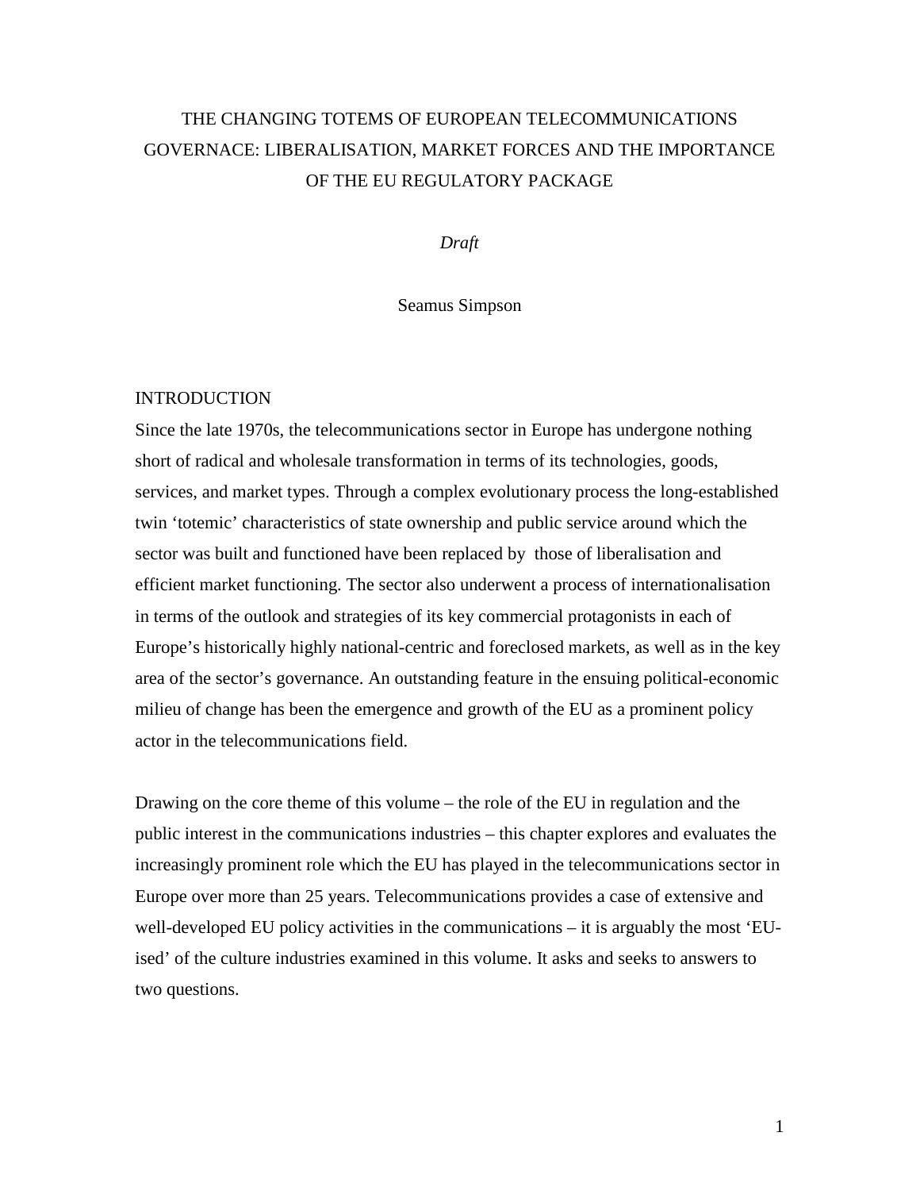# THE CHANGING TOTEMS OF EUROPEAN TELECOMMUNICATIONS GOVERNACE: LIBERALISATION, MARKET FORCES AND THE IMPORTANCE OF THE EU REGULATORY PACKAGE

*Draft*

Seamus Simpson

## INTRODUCTION

Since the late 1970s, the telecommunications sector in Europe has undergone nothing short of radical and wholesale transformation in terms of its technologies, goods, services, and market types. Through a complex evolutionary process the long-established twin 'totemic' characteristics of state ownership and public service around which the sector was built and functioned have been replaced by those of liberalisation and efficient market functioning. The sector also underwent a process of internationalisation in terms of the outlook and strategies of its key commercial protagonists in each of Europe's historically highly national-centric and foreclosed markets, as well as in the key area of the sector's governance. An outstanding feature in the ensuing political-economic milieu of change has been the emergence and growth of the EU as a prominent policy actor in the telecommunications field.

Drawing on the core theme of this volume – the role of the EU in regulation and the public interest in the communications industries – this chapter explores and evaluates the increasingly prominent role which the EU has played in the telecommunications sector in Europe over more than 25 years. Telecommunications provides a case of extensive and well-developed EU policy activities in the communications – it is arguably the most 'EU-ised' of the culture industries examined in this volume. It asks and seeks to answers to two questions.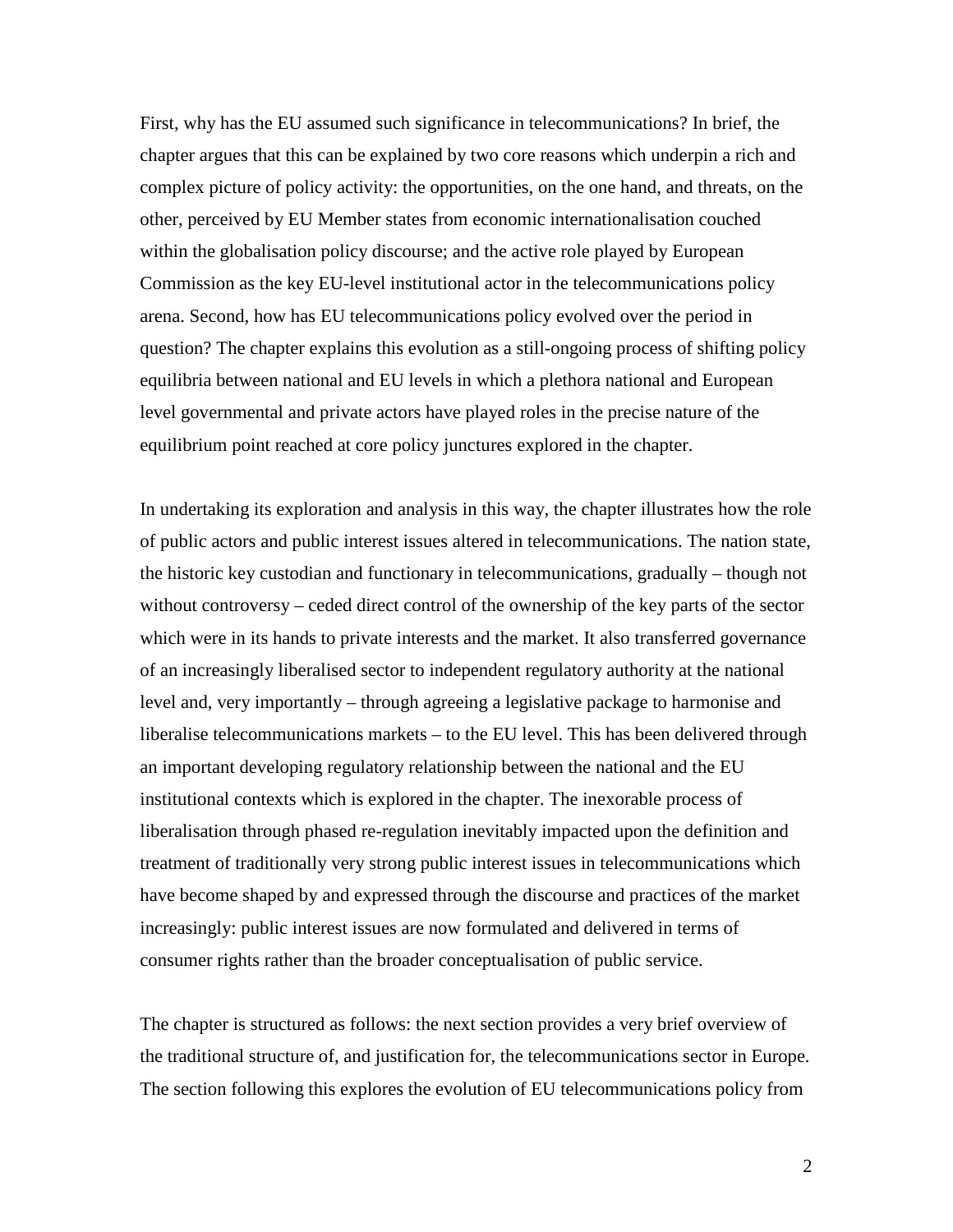First, why has the EU assumed such significance in telecommunications? In brief, the chapter argues that this can be explained by two core reasons which underpin a rich and complex picture of policy activity: the opportunities, on the one hand, and threats, on the other, perceived by EU Member states from economic internationalisation couched within the globalisation policy discourse; and the active role played by European Commission as the key EU-level institutional actor in the telecommunications policy arena. Second, how has EU telecommunications policy evolved over the period in question? The chapter explains this evolution as a still-ongoing process of shifting policy equilibria between national and EU levels in which a plethora national and European level governmental and private actors have played roles in the precise nature of the equilibrium point reached at core policy junctures explored in the chapter.

In undertaking its exploration and analysis in this way, the chapter illustrates how the role of public actors and public interest issues altered in telecommunications. The nation state, the historic key custodian and functionary in telecommunications, gradually – though not without controversy – ceded direct control of the ownership of the key parts of the sector which were in its hands to private interests and the market. It also transferred governance of an increasingly liberalised sector to independent regulatory authority at the national level and, very importantly – through agreeing a legislative package to harmonise and liberalise telecommunications markets – to the EU level. This has been delivered through an important developing regulatory relationship between the national and the EU institutional contexts which is explored in the chapter. The inexorable process of liberalisation through phased re-regulation inevitably impacted upon the definition and treatment of traditionally very strong public interest issues in telecommunications which have become shaped by and expressed through the discourse and practices of the market increasingly: public interest issues are now formulated and delivered in terms of consumer rights rather than the broader conceptualisation of public service.

The chapter is structured as follows: the next section provides a very brief overview of the traditional structure of, and justification for, the telecommunications sector in Europe. The section following this explores the evolution of EU telecommunications policy from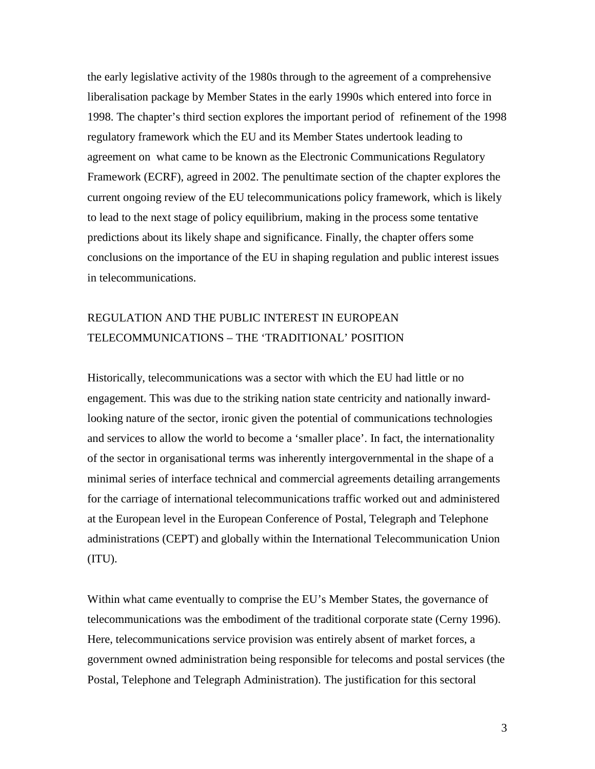the early legislative activity of the 1980s through to the agreement of a comprehensive liberalisation package by Member States in the early 1990s which entered into force in 1998. The chapter's third section explores the important period of refinement of the 1998 regulatory framework which the EU and its Member States undertook leading to agreement on what came to be known as the Electronic Communications Regulatory Framework (ECRF), agreed in 2002. The penultimate section of the chapter explores the current ongoing review of the EU telecommunications policy framework, which is likely to lead to the next stage of policy equilibrium, making in the process some tentative predictions about its likely shape and significance. Finally, the chapter offers some conclusions on the importance of the EU in shaping regulation and public interest issues in telecommunications.

## REGULATION AND THE PUBLIC INTEREST IN EUROPEAN TELECOMMUNICATIONS – THE 'TRADITIONAL' POSITION

Historically, telecommunications was a sector with which the EU had little or no engagement. This was due to the striking nation state centricity and nationally inward-looking nature of the sector, ironic given the potential of communications technologies and services to allow the world to become a 'smaller place'. In fact, the internationality of the sector in organisational terms was inherently intergovernmental in the shape of a minimal series of interface technical and commercial agreements detailing arrangements for the carriage of international telecommunications traffic worked out and administered at the European level in the European Conference of Postal, Telegraph and Telephone administrations (CEPT) and globally within the International Telecommunication Union (ITU).

Within what came eventually to comprise the EU's Member States, the governance of telecommunications was the embodiment of the traditional corporate state (Cerny 1996). Here, telecommunications service provision was entirely absent of market forces, a government owned administration being responsible for telecoms and postal services (the Postal, Telephone and Telegraph Administration). The justification for this sectoral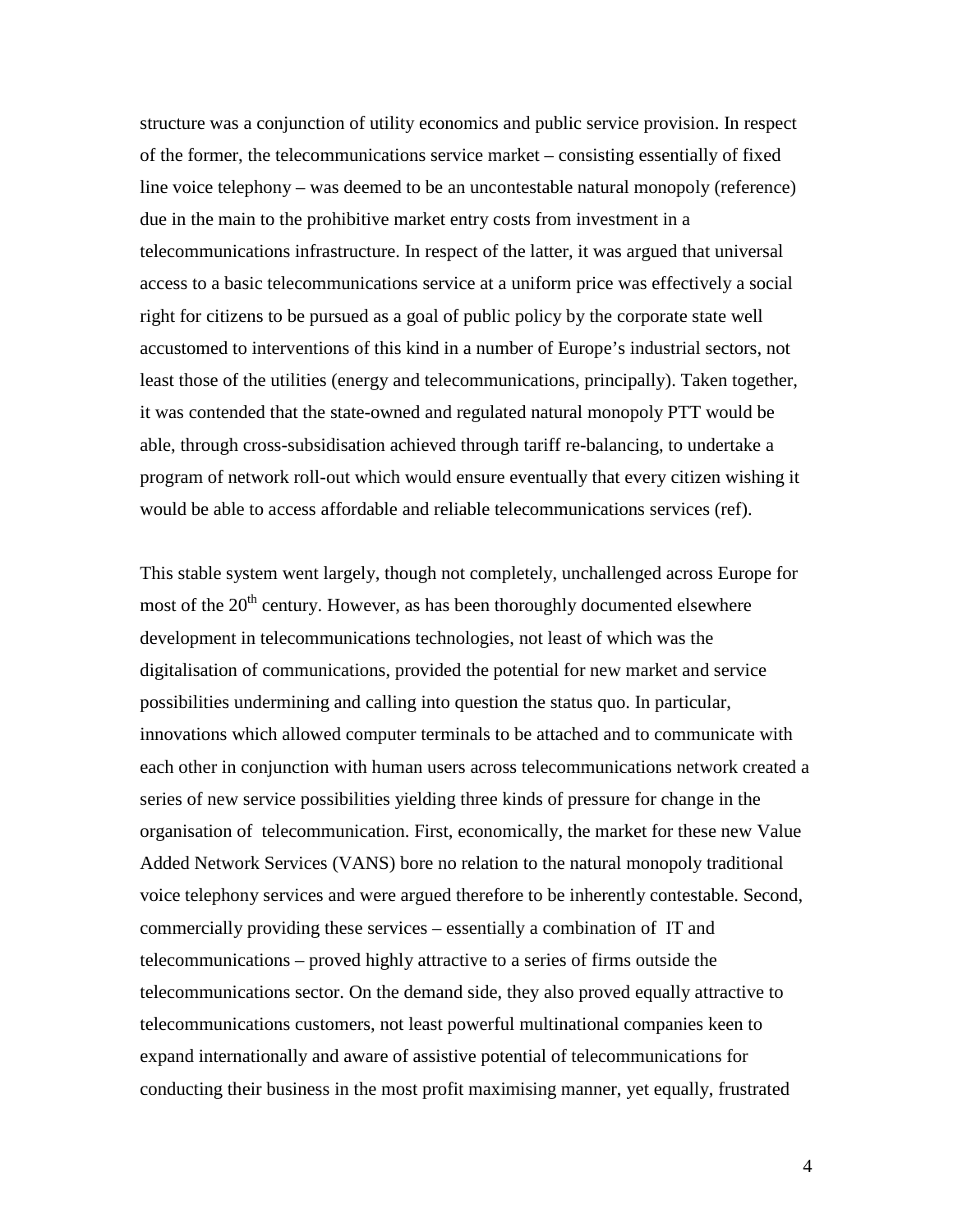structure was a conjunction of utility economics and public service provision. In respect of the former, the telecommunications service market – consisting essentially of fixed line voice telephony – was deemed to be an uncontestable natural monopoly (reference) due in the main to the prohibitive market entry costs from investment in a telecommunications infrastructure. In respect of the latter, it was argued that universal access to a basic telecommunications service at a uniform price was effectively a social right for citizens to be pursued as a goal of public policy by the corporate state well accustomed to interventions of this kind in a number of Europe's industrial sectors, not least those of the utilities (energy and telecommunications, principally). Taken together, it was contended that the state-owned and regulated natural monopoly PTT would be able, through cross-subsidisation achieved through tariff re-balancing, to undertake a program of network roll-out which would ensure eventually that every citizen wishing it would be able to access affordable and reliable telecommunications services (ref).

This stable system went largely, though not completely, unchallenged across Europe for most of the 20th century. However, as has been thoroughly documented elsewhere development in telecommunications technologies, not least of which was the digitalisation of communications, provided the potential for new market and service possibilities undermining and calling into question the status quo. In particular, innovations which allowed computer terminals to be attached and to communicate with each other in conjunction with human users across telecommunications network created a series of new service possibilities yielding three kinds of pressure for change in the organisation of telecommunication. First, economically, the market for these new Value Added Network Services (VANS) bore no relation to the natural monopoly traditional voice telephony services and were argued therefore to be inherently contestable. Second, commercially providing these services – essentially a combination of IT and telecommunications – proved highly attractive to a series of firms outside the telecommunications sector. On the demand side, they also proved equally attractive to telecommunications customers, not least powerful multinational companies keen to expand internationally and aware of assistive potential of telecommunications for conducting their business in the most profit maximising manner, yet equally, frustrated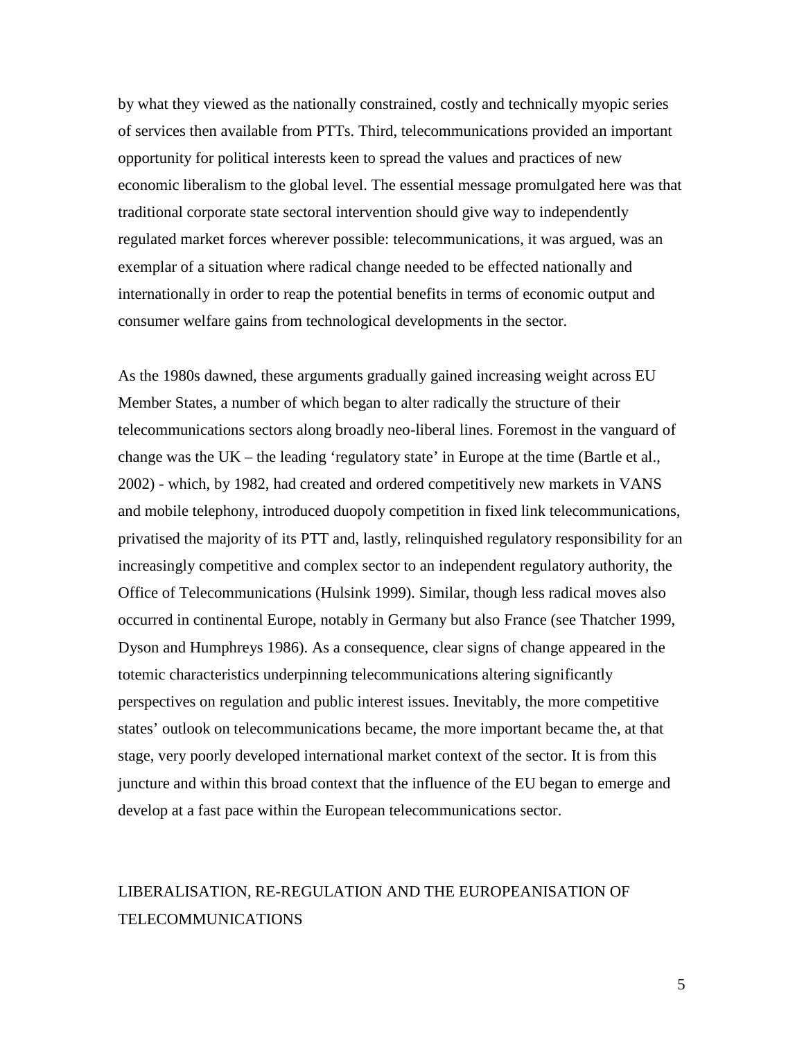by what they viewed as the nationally constrained, costly and technically myopic series of services then available from PTTs. Third, telecommunications provided an important opportunity for political interests keen to spread the values and practices of new economic liberalism to the global level. The essential message promulgated here was that traditional corporate state sectoral intervention should give way to independently regulated market forces wherever possible: telecommunications, it was argued, was an exemplar of a situation where radical change needed to be effected nationally and internationally in order to reap the potential benefits in terms of economic output and consumer welfare gains from technological developments in the sector.

As the 1980s dawned, these arguments gradually gained increasing weight across EU Member States, a number of which began to alter radically the structure of their telecommunications sectors along broadly neo-liberal lines. Foremost in the vanguard of change was the UK – the leading 'regulatory state' in Europe at the time (Bartle et al., 2002) - which, by 1982, had created and ordered competitively new markets in VANS and mobile telephony, introduced duopoly competition in fixed link telecommunications, privatised the majority of its PTT and, lastly, relinquished regulatory responsibility for an increasingly competitive and complex sector to an independent regulatory authority, the Office of Telecommunications (Hulsink 1999). Similar, though less radical moves also occurred in continental Europe, notably in Germany but also France (see Thatcher 1999, Dyson and Humphreys 1986). As a consequence, clear signs of change appeared in the totemic characteristics underpinning telecommunications altering significantly perspectives on regulation and public interest issues. Inevitably, the more competitive states' outlook on telecommunications became, the more important became the, at that stage, very poorly developed international market context of the sector. It is from this juncture and within this broad context that the influence of the EU began to emerge and develop at a fast pace within the European telecommunications sector.

## LIBERALISATION, RE-REGULATION AND THE EUROPEANISATION OF TELECOMMUNICATIONS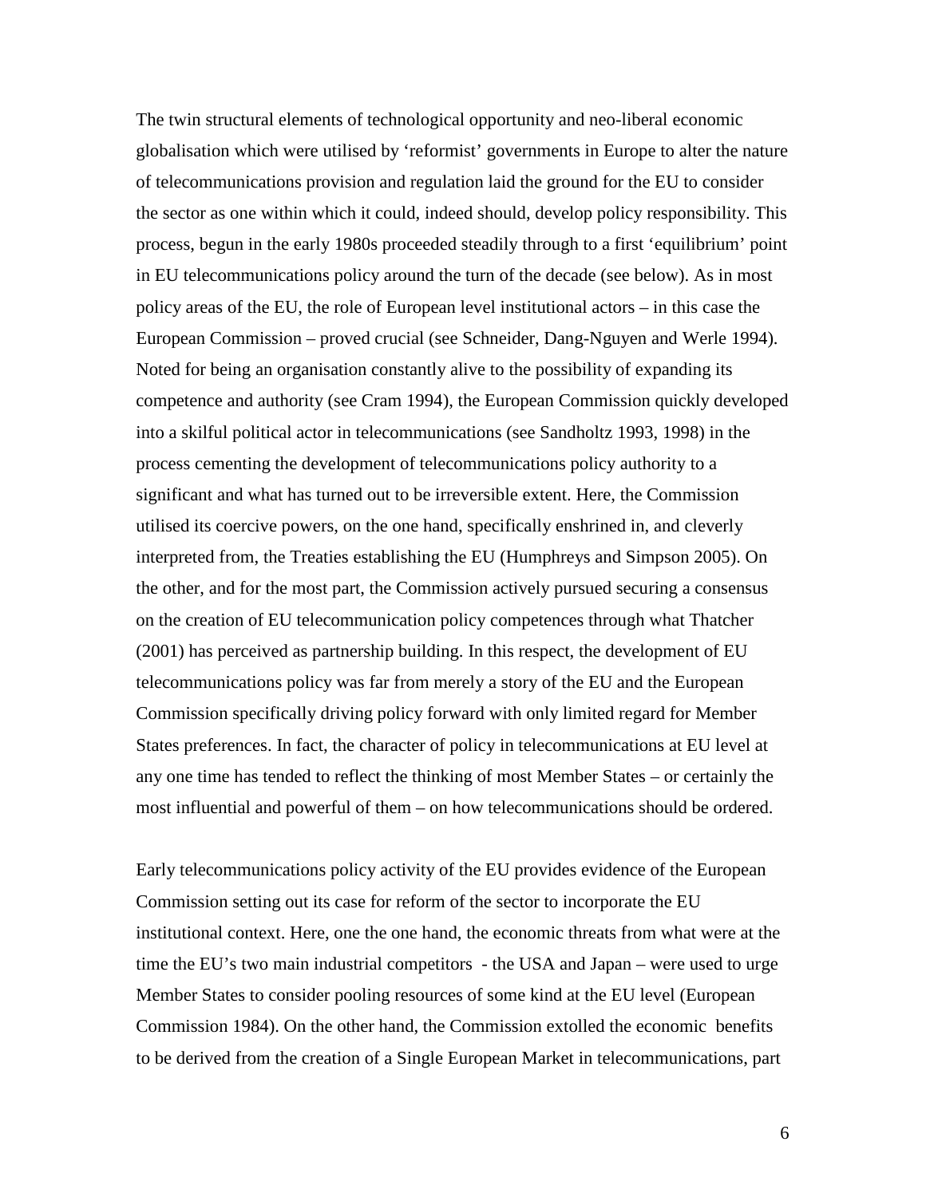The twin structural elements of technological opportunity and neo-liberal economic globalisation which were utilised by 'reformist' governments in Europe to alter the nature of telecommunications provision and regulation laid the ground for the EU to consider the sector as one within which it could, indeed should, develop policy responsibility. This process, begun in the early 1980s proceeded steadily through to a first 'equilibrium' point in EU telecommunications policy around the turn of the decade (see below). As in most policy areas of the EU, the role of European level institutional actors – in this case the European Commission – proved crucial (see Schneider, Dang-Nguyen and Werle 1994). Noted for being an organisation constantly alive to the possibility of expanding its competence and authority (see Cram 1994), the European Commission quickly developed into a skilful political actor in telecommunications (see Sandholtz 1993, 1998) in the process cementing the development of telecommunications policy authority to a significant and what has turned out to be irreversible extent. Here, the Commission utilised its coercive powers, on the one hand, specifically enshrined in, and cleverly interpreted from, the Treaties establishing the EU (Humphreys and Simpson 2005). On the other, and for the most part, the Commission actively pursued securing a consensus on the creation of EU telecommunication policy competences through what Thatcher (2001) has perceived as partnership building. In this respect, the development of EU telecommunications policy was far from merely a story of the EU and the European Commission specifically driving policy forward with only limited regard for Member States preferences. In fact, the character of policy in telecommunications at EU level at any one time has tended to reflect the thinking of most Member States – or certainly the most influential and powerful of them – on how telecommunications should be ordered.

Early telecommunications policy activity of the EU provides evidence of the European Commission setting out its case for reform of the sector to incorporate the EU institutional context. Here, one the one hand, the economic threats from what were at the time the EU's two main industrial competitors - the USA and Japan – were used to urge Member States to consider pooling resources of some kind at the EU level (European Commission 1984). On the other hand, the Commission extolled the economic benefits to be derived from the creation of a Single European Market in telecommunications, part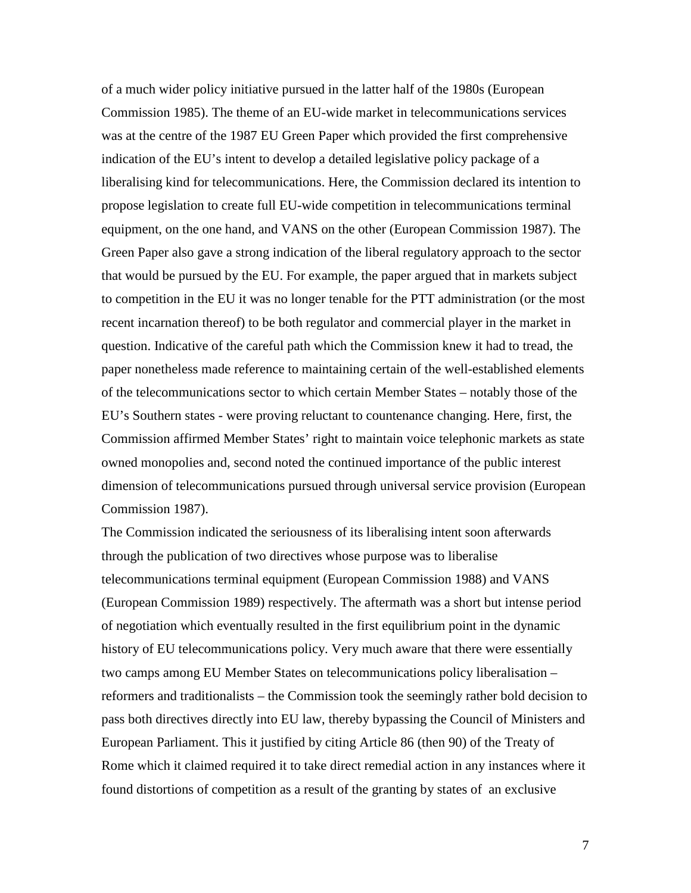of a much wider policy initiative pursued in the latter half of the 1980s (European Commission 1985). The theme of an EU-wide market in telecommunications services was at the centre of the 1987 EU Green Paper which provided the first comprehensive indication of the EU's intent to develop a detailed legislative policy package of a liberalising kind for telecommunications. Here, the Commission declared its intention to propose legislation to create full EU-wide competition in telecommunications terminal equipment, on the one hand, and VANS on the other (European Commission 1987). The Green Paper also gave a strong indication of the liberal regulatory approach to the sector that would be pursued by the EU. For example, the paper argued that in markets subject to competition in the EU it was no longer tenable for the PTT administration (or the most recent incarnation thereof) to be both regulator and commercial player in the market in question. Indicative of the careful path which the Commission knew it had to tread, the paper nonetheless made reference to maintaining certain of the well-established elements of the telecommunications sector to which certain Member States – notably those of the EU's Southern states - were proving reluctant to countenance changing. Here, first, the Commission affirmed Member States' right to maintain voice telephonic markets as state owned monopolies and, second noted the continued importance of the public interest dimension of telecommunications pursued through universal service provision (European Commission 1987).

The Commission indicated the seriousness of its liberalising intent soon afterwards through the publication of two directives whose purpose was to liberalise telecommunications terminal equipment (European Commission 1988) and VANS (European Commission 1989) respectively. The aftermath was a short but intense period of negotiation which eventually resulted in the first equilibrium point in the dynamic history of EU telecommunications policy. Very much aware that there were essentially two camps among EU Member States on telecommunications policy liberalisation – reformers and traditionalists – the Commission took the seemingly rather bold decision to pass both directives directly into EU law, thereby bypassing the Council of Ministers and European Parliament. This it justified by citing Article 86 (then 90) of the Treaty of Rome which it claimed required it to take direct remedial action in any instances where it found distortions of competition as a result of the granting by states of an exclusive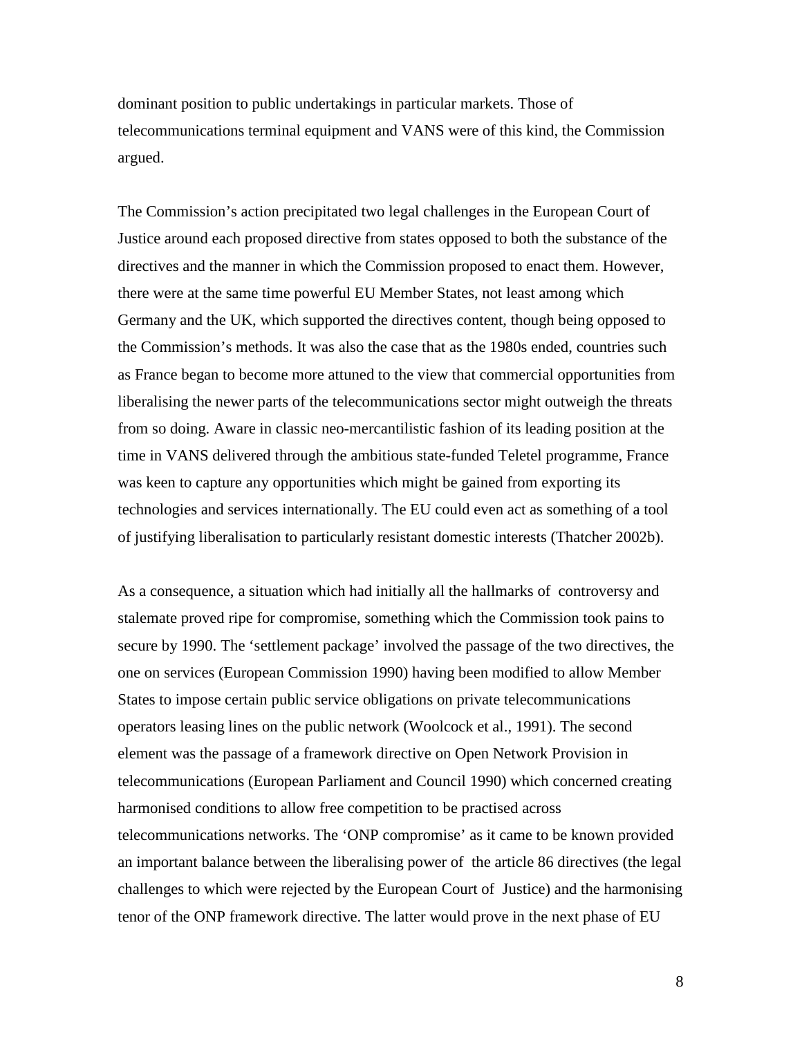dominant position to public undertakings in particular markets. Those of telecommunications terminal equipment and VANS were of this kind, the Commission argued.

The Commission's action precipitated two legal challenges in the European Court of Justice around each proposed directive from states opposed to both the substance of the directives and the manner in which the Commission proposed to enact them. However, there were at the same time powerful EU Member States, not least among which Germany and the UK, which supported the directives content, though being opposed to the Commission's methods. It was also the case that as the 1980s ended, countries such as France began to become more attuned to the view that commercial opportunities from liberalising the newer parts of the telecommunications sector might outweigh the threats from so doing. Aware in classic neo-mercantilistic fashion of its leading position at the time in VANS delivered through the ambitious state-funded Teletel programme, France was keen to capture any opportunities which might be gained from exporting its technologies and services internationally. The EU could even act as something of a tool of justifying liberalisation to particularly resistant domestic interests (Thatcher 2002b).

As a consequence, a situation which had initially all the hallmarks of controversy and stalemate proved ripe for compromise, something which the Commission took pains to secure by 1990. The 'settlement package' involved the passage of the two directives, the one on services (European Commission 1990) having been modified to allow Member States to impose certain public service obligations on private telecommunications operators leasing lines on the public network (Woolcock et al., 1991). The second element was the passage of a framework directive on Open Network Provision in telecommunications (European Parliament and Council 1990) which concerned creating harmonised conditions to allow free competition to be practised across telecommunications networks. The 'ONP compromise' as it came to be known provided an important balance between the liberalising power of the article 86 directives (the legal challenges to which were rejected by the European Court of Justice) and the harmonising tenor of the ONP framework directive. The latter would prove in the next phase of EU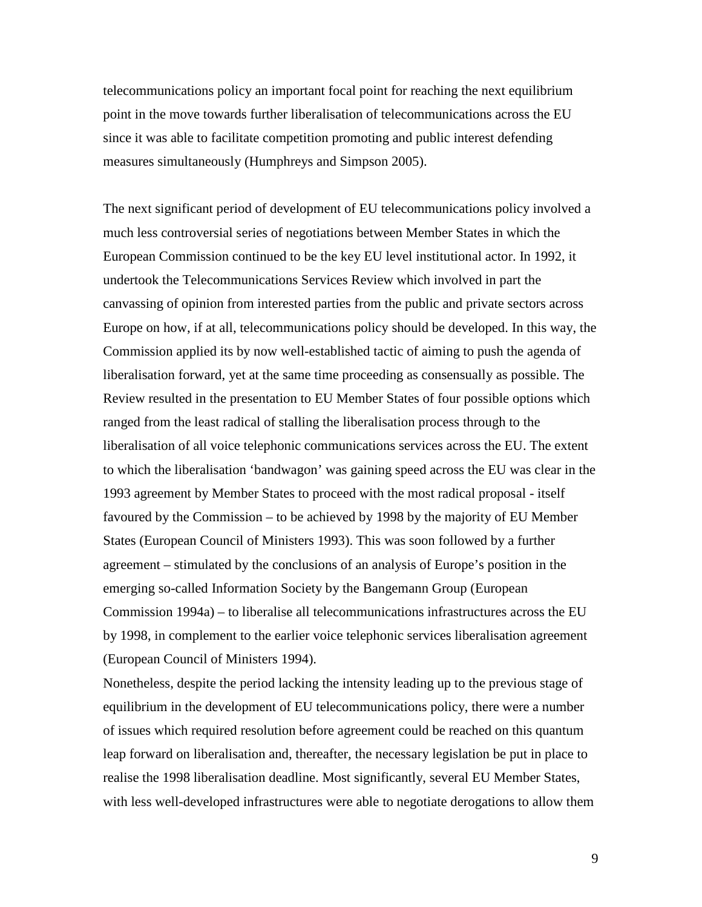telecommunications policy an important focal point for reaching the next equilibrium point in the move towards further liberalisation of telecommunications across the EU since it was able to facilitate competition promoting and public interest defending measures simultaneously (Humphreys and Simpson 2005).

The next significant period of development of EU telecommunications policy involved a much less controversial series of negotiations between Member States in which the European Commission continued to be the key EU level institutional actor. In 1992, it undertook the Telecommunications Services Review which involved in part the canvassing of opinion from interested parties from the public and private sectors across Europe on how, if at all, telecommunications policy should be developed. In this way, the Commission applied its by now well-established tactic of aiming to push the agenda of liberalisation forward, yet at the same time proceeding as consensually as possible. The Review resulted in the presentation to EU Member States of four possible options which ranged from the least radical of stalling the liberalisation process through to the liberalisation of all voice telephonic communications services across the EU. The extent to which the liberalisation 'bandwagon' was gaining speed across the EU was clear in the 1993 agreement by Member States to proceed with the most radical proposal - itself favoured by the Commission – to be achieved by 1998 by the majority of EU Member States (European Council of Ministers 1993). This was soon followed by a further agreement – stimulated by the conclusions of an analysis of Europe's position in the emerging so-called Information Society by the Bangemann Group (European Commission 1994a) – to liberalise all telecommunications infrastructures across the EU by 1998, in complement to the earlier voice telephonic services liberalisation agreement (European Council of Ministers 1994).

Nonetheless, despite the period lacking the intensity leading up to the previous stage of equilibrium in the development of EU telecommunications policy, there were a number of issues which required resolution before agreement could be reached on this quantum leap forward on liberalisation and, thereafter, the necessary legislation be put in place to realise the 1998 liberalisation deadline. Most significantly, several EU Member States, with less well-developed infrastructures were able to negotiate derogations to allow them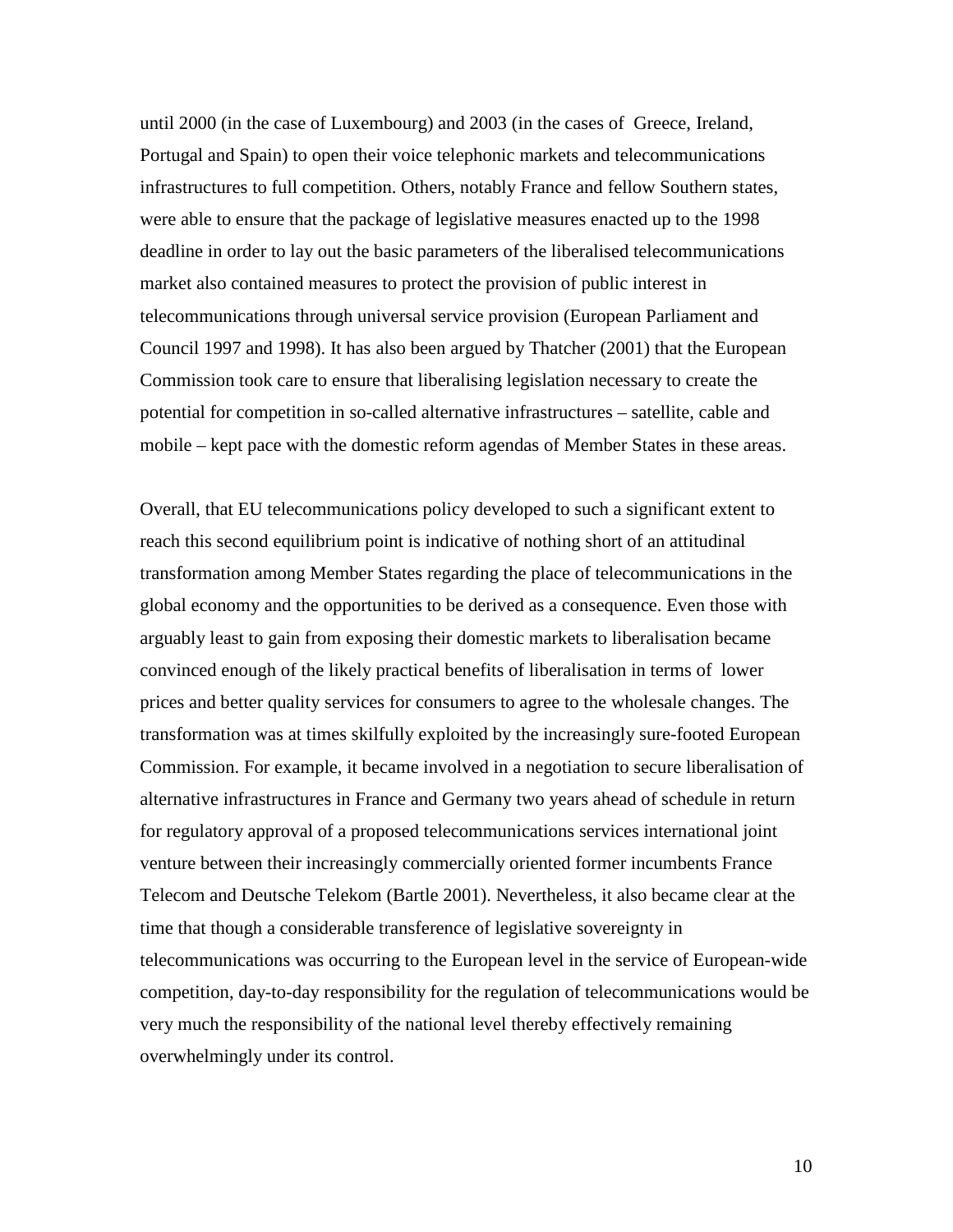until 2000 (in the case of Luxembourg) and 2003 (in the cases of Greece, Ireland, Portugal and Spain) to open their voice telephonic markets and telecommunications infrastructures to full competition. Others, notably France and fellow Southern states, were able to ensure that the package of legislative measures enacted up to the 1998 deadline in order to lay out the basic parameters of the liberalised telecommunications market also contained measures to protect the provision of public interest in telecommunications through universal service provision (European Parliament and Council 1997 and 1998). It has also been argued by Thatcher (2001) that the European Commission took care to ensure that liberalising legislation necessary to create the potential for competition in so-called alternative infrastructures – satellite, cable and mobile – kept pace with the domestic reform agendas of Member States in these areas.

Overall, that EU telecommunications policy developed to such a significant extent to reach this second equilibrium point is indicative of nothing short of an attitudinal transformation among Member States regarding the place of telecommunications in the global economy and the opportunities to be derived as a consequence. Even those with arguably least to gain from exposing their domestic markets to liberalisation became convinced enough of the likely practical benefits of liberalisation in terms of lower prices and better quality services for consumers to agree to the wholesale changes. The transformation was at times skilfully exploited by the increasingly sure-footed European Commission. For example, it became involved in a negotiation to secure liberalisation of alternative infrastructures in France and Germany two years ahead of schedule in return for regulatory approval of a proposed telecommunications services international joint venture between their increasingly commercially oriented former incumbents France Telecom and Deutsche Telekom (Bartle 2001). Nevertheless, it also became clear at the time that though a considerable transference of legislative sovereignty in telecommunications was occurring to the European level in the service of European-wide competition, day-to-day responsibility for the regulation of telecommunications would be very much the responsibility of the national level thereby effectively remaining overwhelmingly under its control.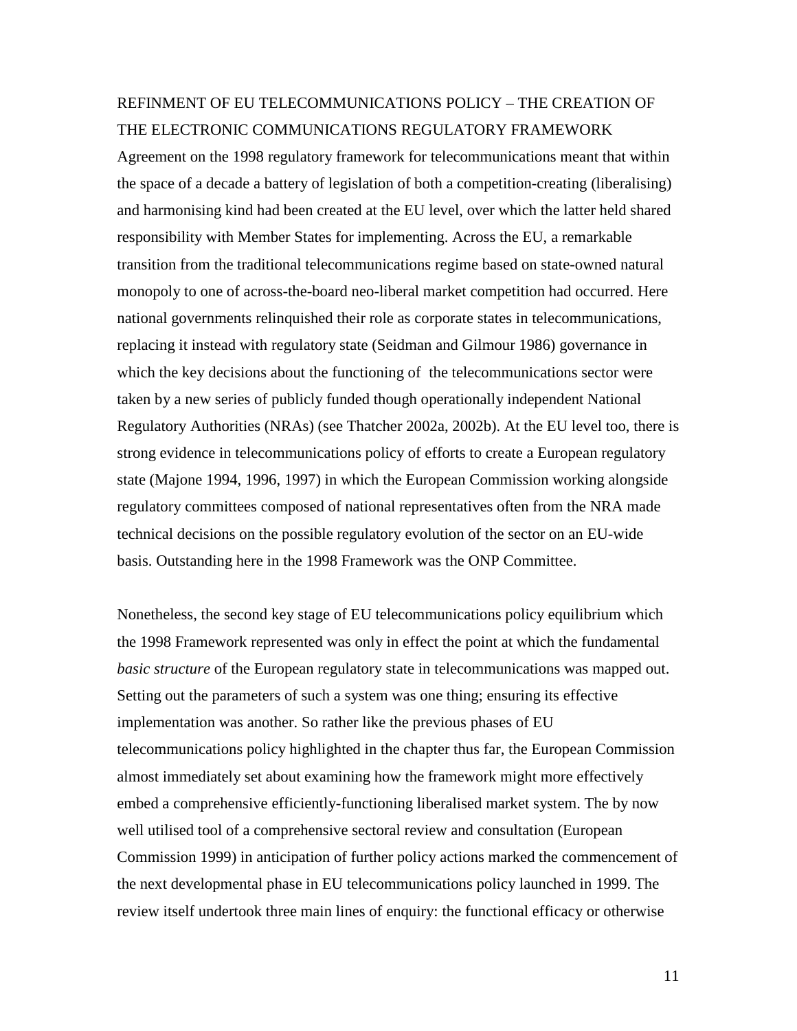## REFINMENT OF EU TELECOMMUNICATIONS POLICY – THE CREATION OF THE ELECTRONIC COMMUNICATIONS REGULATORY FRAMEWORK

Agreement on the 1998 regulatory framework for telecommunications meant that within the space of a decade a battery of legislation of both a competition-creating (liberalising) and harmonising kind had been created at the EU level, over which the latter held shared responsibility with Member States for implementing. Across the EU, a remarkable transition from the traditional telecommunications regime based on state-owned natural monopoly to one of across-the-board neo-liberal market competition had occurred. Here national governments relinquished their role as corporate states in telecommunications, replacing it instead with regulatory state (Seidman and Gilmour 1986) governance in which the key decisions about the functioning of the telecommunications sector were taken by a new series of publicly funded though operationally independent National Regulatory Authorities (NRAs) (see Thatcher 2002a, 2002b). At the EU level too, there is strong evidence in telecommunications policy of efforts to create a European regulatory state (Majone 1994, 1996, 1997) in which the European Commission working alongside regulatory committees composed of national representatives often from the NRA made technical decisions on the possible regulatory evolution of the sector on an EU-wide basis. Outstanding here in the 1998 Framework was the ONP Committee.

Nonetheless, the second key stage of EU telecommunications policy equilibrium which the 1998 Framework represented was only in effect the point at which the fundamental *basic structure* of the European regulatory state in telecommunications was mapped out. Setting out the parameters of such a system was one thing; ensuring its effective implementation was another. So rather like the previous phases of EU telecommunications policy highlighted in the chapter thus far, the European Commission almost immediately set about examining how the framework might more effectively embed a comprehensive efficiently-functioning liberalised market system. The by now well utilised tool of a comprehensive sectoral review and consultation (European Commission 1999) in anticipation of further policy actions marked the commencement of the next developmental phase in EU telecommunications policy launched in 1999. The review itself undertook three main lines of enquiry: the functional efficacy or otherwise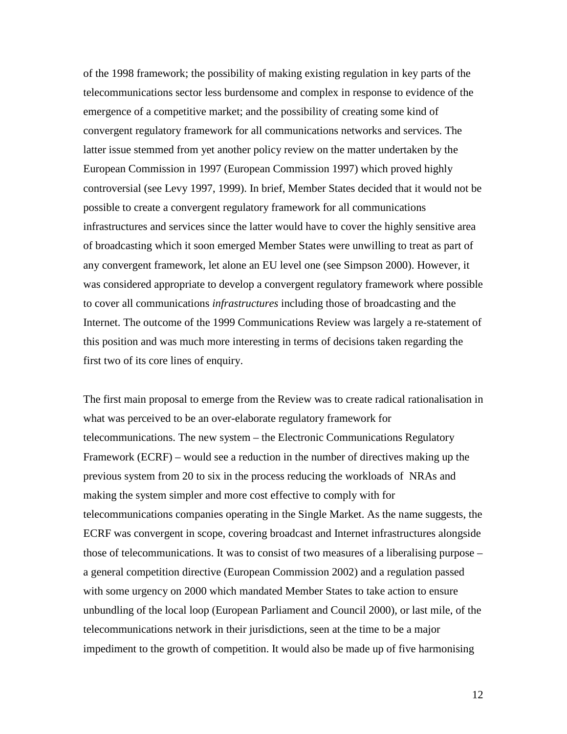of the 1998 framework; the possibility of making existing regulation in key parts of the telecommunications sector less burdensome and complex in response to evidence of the emergence of a competitive market; and the possibility of creating some kind of convergent regulatory framework for all communications networks and services. The latter issue stemmed from yet another policy review on the matter undertaken by the European Commission in 1997 (European Commission 1997) which proved highly controversial (see Levy 1997, 1999). In brief, Member States decided that it would not be possible to create a convergent regulatory framework for all communications infrastructures and services since the latter would have to cover the highly sensitive area of broadcasting which it soon emerged Member States were unwilling to treat as part of any convergent framework, let alone an EU level one (see Simpson 2000). However, it was considered appropriate to develop a convergent regulatory framework where possible to cover all communications *infrastructures* including those of broadcasting and the Internet. The outcome of the 1999 Communications Review was largely a re-statement of this position and was much more interesting in terms of decisions taken regarding the first two of its core lines of enquiry.

The first main proposal to emerge from the Review was to create radical rationalisation in what was perceived to be an over-elaborate regulatory framework for telecommunications. The new system – the Electronic Communications Regulatory Framework (ECRF) – would see a reduction in the number of directives making up the previous system from 20 to six in the process reducing the workloads of NRAs and making the system simpler and more cost effective to comply with for telecommunications companies operating in the Single Market. As the name suggests, the ECRF was convergent in scope, covering broadcast and Internet infrastructures alongside those of telecommunications. It was to consist of two measures of a liberalising purpose – a general competition directive (European Commission 2002) and a regulation passed with some urgency on 2000 which mandated Member States to take action to ensure unbundling of the local loop (European Parliament and Council 2000), or last mile, of the telecommunications network in their jurisdictions, seen at the time to be a major impediment to the growth of competition. It would also be made up of five harmonising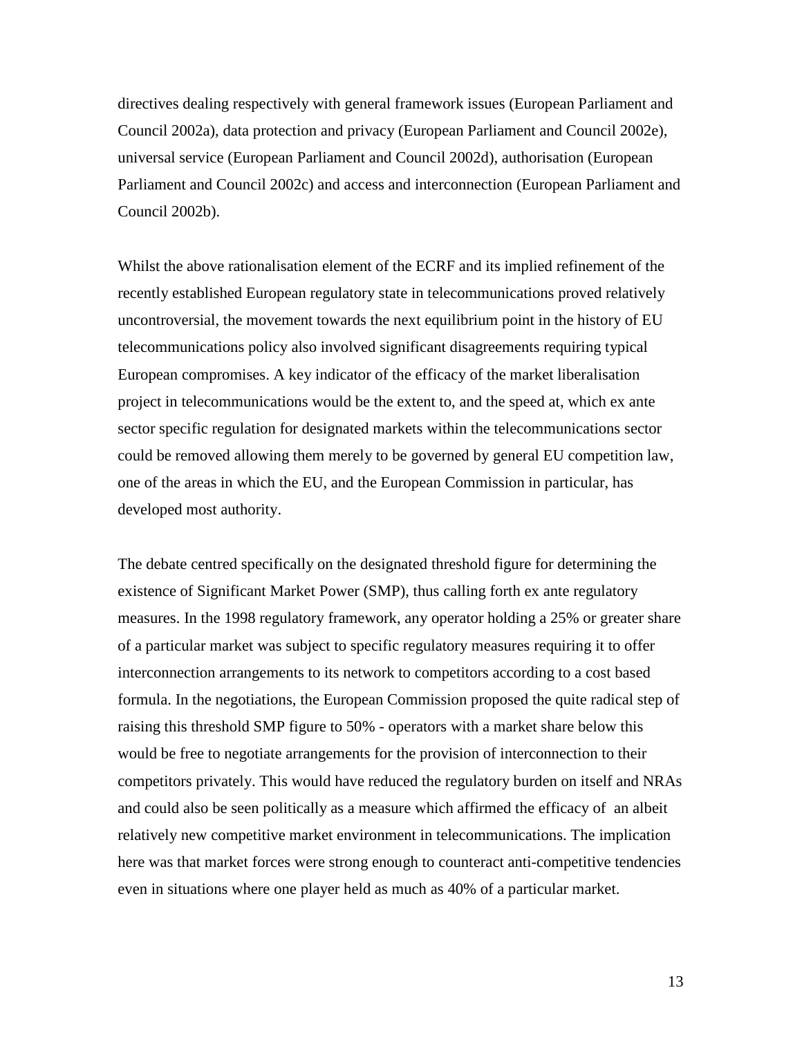directives dealing respectively with general framework issues (European Parliament and Council 2002a), data protection and privacy (European Parliament and Council 2002e), universal service (European Parliament and Council 2002d), authorisation (European Parliament and Council 2002c) and access and interconnection (European Parliament and Council 2002b).

Whilst the above rationalisation element of the ECRF and its implied refinement of the recently established European regulatory state in telecommunications proved relatively uncontroversial, the movement towards the next equilibrium point in the history of EU telecommunications policy also involved significant disagreements requiring typical European compromises. A key indicator of the efficacy of the market liberalisation project in telecommunications would be the extent to, and the speed at, which ex ante sector specific regulation for designated markets within the telecommunications sector could be removed allowing them merely to be governed by general EU competition law, one of the areas in which the EU, and the European Commission in particular, has developed most authority.

The debate centred specifically on the designated threshold figure for determining the existence of Significant Market Power (SMP), thus calling forth ex ante regulatory measures. In the 1998 regulatory framework, any operator holding a 25% or greater share of a particular market was subject to specific regulatory measures requiring it to offer interconnection arrangements to its network to competitors according to a cost based formula. In the negotiations, the European Commission proposed the quite radical step of raising this threshold SMP figure to 50% - operators with a market share below this would be free to negotiate arrangements for the provision of interconnection to their competitors privately. This would have reduced the regulatory burden on itself and NRAs and could also be seen politically as a measure which affirmed the efficacy of an albeit relatively new competitive market environment in telecommunications. The implication here was that market forces were strong enough to counteract anti-competitive tendencies even in situations where one player held as much as 40% of a particular market.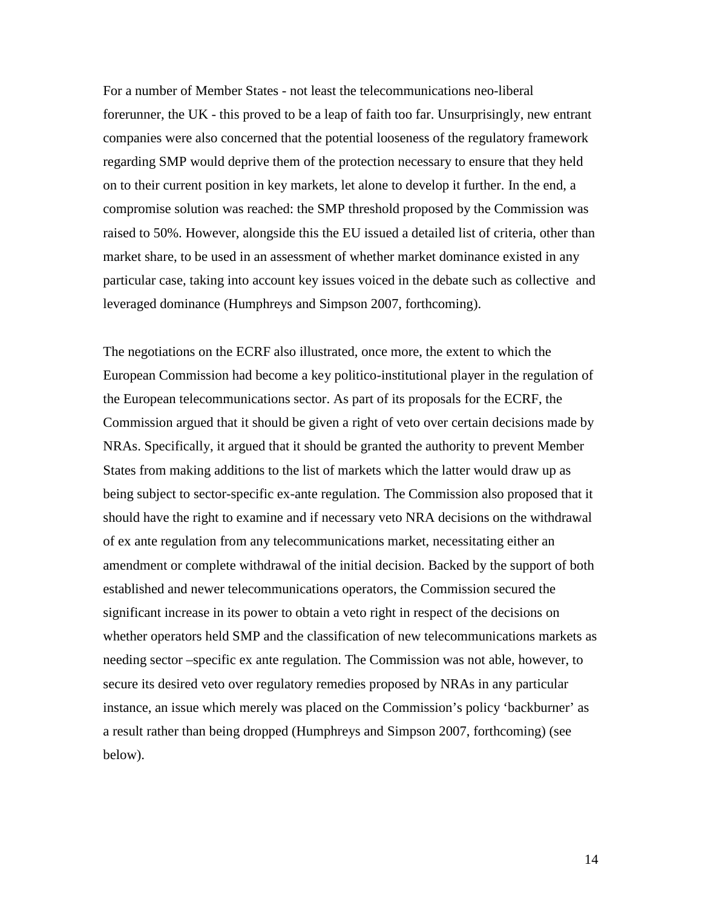For a number of Member States - not least the telecommunications neo-liberal forerunner, the UK - this proved to be a leap of faith too far. Unsurprisingly, new entrant companies were also concerned that the potential looseness of the regulatory framework regarding SMP would deprive them of the protection necessary to ensure that they held on to their current position in key markets, let alone to develop it further. In the end, a compromise solution was reached: the SMP threshold proposed by the Commission was raised to 50%. However, alongside this the EU issued a detailed list of criteria, other than market share, to be used in an assessment of whether market dominance existed in any particular case, taking into account key issues voiced in the debate such as collective and leveraged dominance (Humphreys and Simpson 2007, forthcoming).

The negotiations on the ECRF also illustrated, once more, the extent to which the European Commission had become a key politico-institutional player in the regulation of the European telecommunications sector. As part of its proposals for the ECRF, the Commission argued that it should be given a right of veto over certain decisions made by NRAs. Specifically, it argued that it should be granted the authority to prevent Member States from making additions to the list of markets which the latter would draw up as being subject to sector-specific ex-ante regulation. The Commission also proposed that it should have the right to examine and if necessary veto NRA decisions on the withdrawal of ex ante regulation from any telecommunications market, necessitating either an amendment or complete withdrawal of the initial decision. Backed by the support of both established and newer telecommunications operators, the Commission secured the significant increase in its power to obtain a veto right in respect of the decisions on whether operators held SMP and the classification of new telecommunications markets as needing sector –specific ex ante regulation. The Commission was not able, however, to secure its desired veto over regulatory remedies proposed by NRAs in any particular instance, an issue which merely was placed on the Commission's policy 'backburner' as a result rather than being dropped (Humphreys and Simpson 2007, forthcoming) (see below).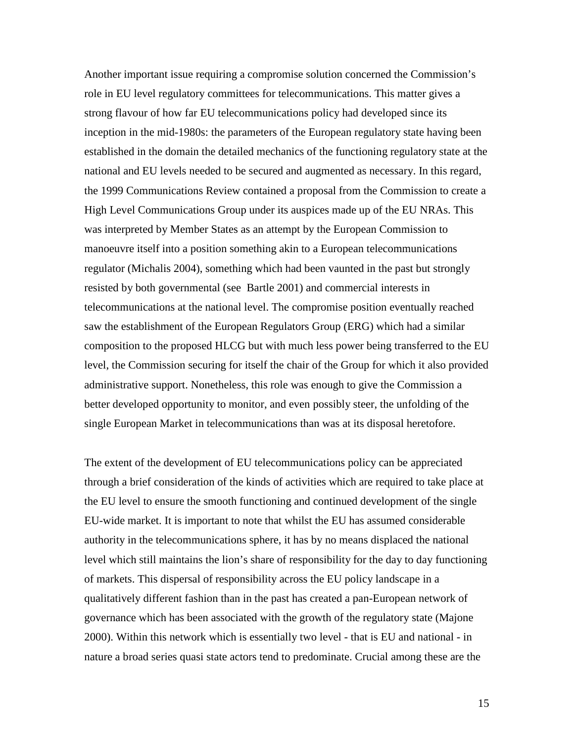Another important issue requiring a compromise solution concerned the Commission's role in EU level regulatory committees for telecommunications. This matter gives a strong flavour of how far EU telecommunications policy had developed since its inception in the mid-1980s: the parameters of the European regulatory state having been established in the domain the detailed mechanics of the functioning regulatory state at the national and EU levels needed to be secured and augmented as necessary. In this regard, the 1999 Communications Review contained a proposal from the Commission to create a High Level Communications Group under its auspices made up of the EU NRAs. This was interpreted by Member States as an attempt by the European Commission to manoeuvre itself into a position something akin to a European telecommunications regulator (Michalis 2004), something which had been vaunted in the past but strongly resisted by both governmental (see Bartle 2001) and commercial interests in telecommunications at the national level. The compromise position eventually reached saw the establishment of the European Regulators Group (ERG) which had a similar composition to the proposed HLCG but with much less power being transferred to the EU level, the Commission securing for itself the chair of the Group for which it also provided administrative support. Nonetheless, this role was enough to give the Commission a better developed opportunity to monitor, and even possibly steer, the unfolding of the single European Market in telecommunications than was at its disposal heretofore.

The extent of the development of EU telecommunications policy can be appreciated through a brief consideration of the kinds of activities which are required to take place at the EU level to ensure the smooth functioning and continued development of the single EU-wide market. It is important to note that whilst the EU has assumed considerable authority in the telecommunications sphere, it has by no means displaced the national level which still maintains the lion's share of responsibility for the day to day functioning of markets. This dispersal of responsibility across the EU policy landscape in a qualitatively different fashion than in the past has created a pan-European network of governance which has been associated with the growth of the regulatory state (Majone 2000). Within this network which is essentially two level - that is EU and national - in nature a broad series quasi state actors tend to predominate. Crucial among these are the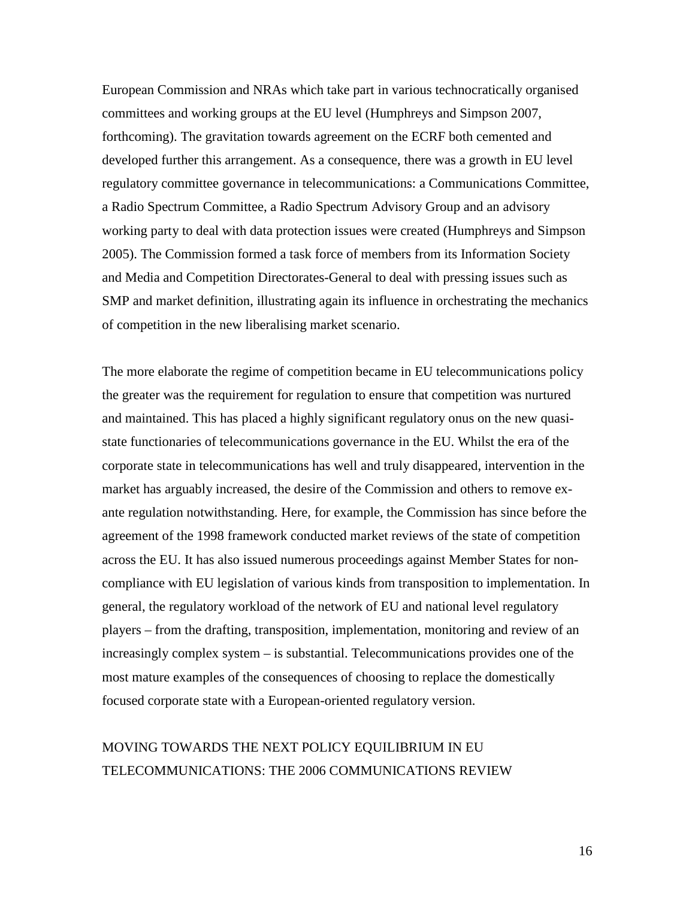European Commission and NRAs which take part in various technocratically organised committees and working groups at the EU level (Humphreys and Simpson 2007, forthcoming). The gravitation towards agreement on the ECRF both cemented and developed further this arrangement. As a consequence, there was a growth in EU level regulatory committee governance in telecommunications: a Communications Committee, a Radio Spectrum Committee, a Radio Spectrum Advisory Group and an advisory working party to deal with data protection issues were created (Humphreys and Simpson 2005). The Commission formed a task force of members from its Information Society and Media and Competition Directorates-General to deal with pressing issues such as SMP and market definition, illustrating again its influence in orchestrating the mechanics of competition in the new liberalising market scenario.

The more elaborate the regime of competition became in EU telecommunications policy the greater was the requirement for regulation to ensure that competition was nurtured and maintained. This has placed a highly significant regulatory onus on the new quasi-state functionaries of telecommunications governance in the EU. Whilst the era of the corporate state in telecommunications has well and truly disappeared, intervention in the market has arguably increased, the desire of the Commission and others to remove ex-ante regulation notwithstanding. Here, for example, the Commission has since before the agreement of the 1998 framework conducted market reviews of the state of competition across the EU. It has also issued numerous proceedings against Member States for non-compliance with EU legislation of various kinds from transposition to implementation. In general, the regulatory workload of the network of EU and national level regulatory players – from the drafting, transposition, implementation, monitoring and review of an increasingly complex system – is substantial. Telecommunications provides one of the most mature examples of the consequences of choosing to replace the domestically focused corporate state with a European-oriented regulatory version.

## MOVING TOWARDS THE NEXT POLICY EQUILIBRIUM IN EU TELECOMMUNICATIONS: THE 2006 COMMUNICATIONS REVIEW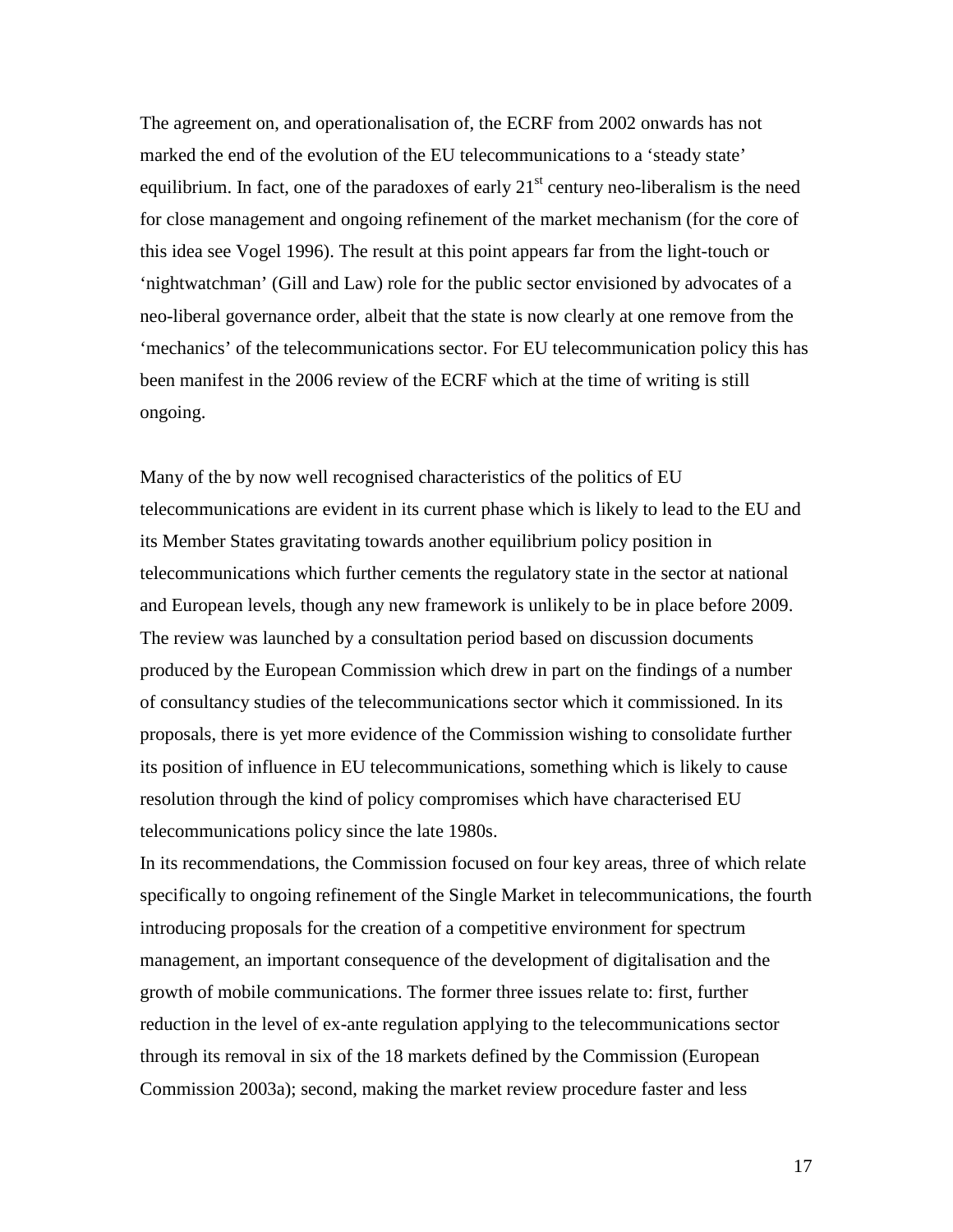The agreement on, and operationalisation of, the ECRF from 2002 onwards has not marked the end of the evolution of the EU telecommunications to a 'steady state' equilibrium. In fact, one of the paradoxes of early 21st century neo-liberalism is the need for close management and ongoing refinement of the market mechanism (for the core of this idea see Vogel 1996). The result at this point appears far from the light-touch or 'nightwatchman' (Gill and Law) role for the public sector envisioned by advocates of a neo-liberal governance order, albeit that the state is now clearly at one remove from the 'mechanics' of the telecommunications sector. For EU telecommunication policy this has been manifest in the 2006 review of the ECRF which at the time of writing is still ongoing.

Many of the by now well recognised characteristics of the politics of EU telecommunications are evident in its current phase which is likely to lead to the EU and its Member States gravitating towards another equilibrium policy position in telecommunications which further cements the regulatory state in the sector at national and European levels, though any new framework is unlikely to be in place before 2009. The review was launched by a consultation period based on discussion documents produced by the European Commission which drew in part on the findings of a number of consultancy studies of the telecommunications sector which it commissioned. In its proposals, there is yet more evidence of the Commission wishing to consolidate further its position of influence in EU telecommunications, something which is likely to cause resolution through the kind of policy compromises which have characterised EU telecommunications policy since the late 1980s.

In its recommendations, the Commission focused on four key areas, three of which relate specifically to ongoing refinement of the Single Market in telecommunications, the fourth introducing proposals for the creation of a competitive environment for spectrum management, an important consequence of the development of digitalisation and the growth of mobile communications. The former three issues relate to: first, further reduction in the level of ex-ante regulation applying to the telecommunications sector through its removal in six of the 18 markets defined by the Commission (European Commission 2003a); second, making the market review procedure faster and less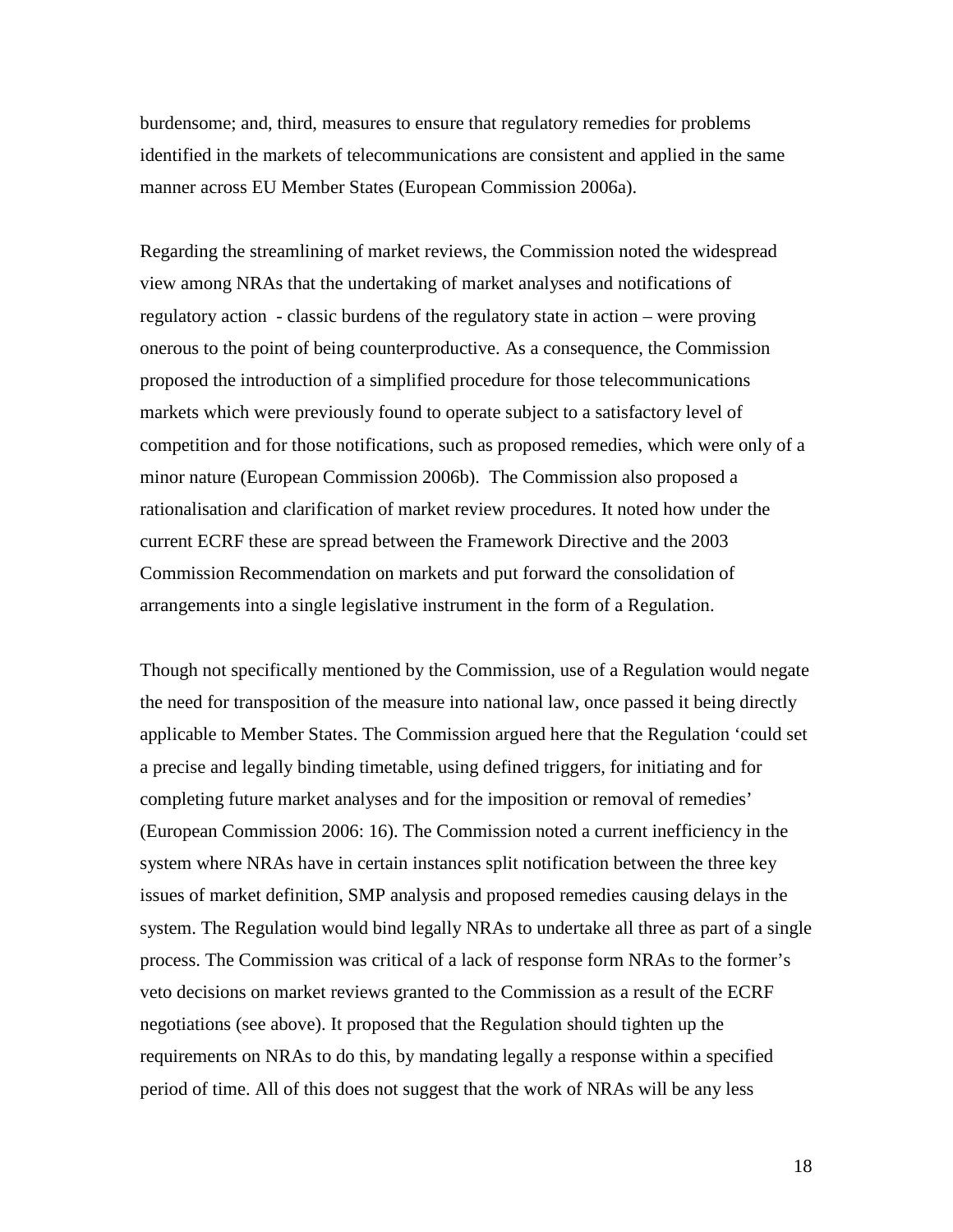burdensome; and, third, measures to ensure that regulatory remedies for problems identified in the markets of telecommunications are consistent and applied in the same manner across EU Member States (European Commission 2006a).

Regarding the streamlining of market reviews, the Commission noted the widespread view among NRAs that the undertaking of market analyses and notifications of regulatory action - classic burdens of the regulatory state in action – were proving onerous to the point of being counterproductive. As a consequence, the Commission proposed the introduction of a simplified procedure for those telecommunications markets which were previously found to operate subject to a satisfactory level of competition and for those notifications, such as proposed remedies, which were only of a minor nature (European Commission 2006b). The Commission also proposed a rationalisation and clarification of market review procedures. It noted how under the current ECRF these are spread between the Framework Directive and the 2003 Commission Recommendation on markets and put forward the consolidation of arrangements into a single legislative instrument in the form of a Regulation.

Though not specifically mentioned by the Commission, use of a Regulation would negate the need for transposition of the measure into national law, once passed it being directly applicable to Member States. The Commission argued here that the Regulation 'could set a precise and legally binding timetable, using defined triggers, for initiating and for completing future market analyses and for the imposition or removal of remedies' (European Commission 2006: 16). The Commission noted a current inefficiency in the system where NRAs have in certain instances split notification between the three key issues of market definition, SMP analysis and proposed remedies causing delays in the system. The Regulation would bind legally NRAs to undertake all three as part of a single process. The Commission was critical of a lack of response form NRAs to the former's veto decisions on market reviews granted to the Commission as a result of the ECRF negotiations (see above). It proposed that the Regulation should tighten up the requirements on NRAs to do this, by mandating legally a response within a specified period of time. All of this does not suggest that the work of NRAs will be any less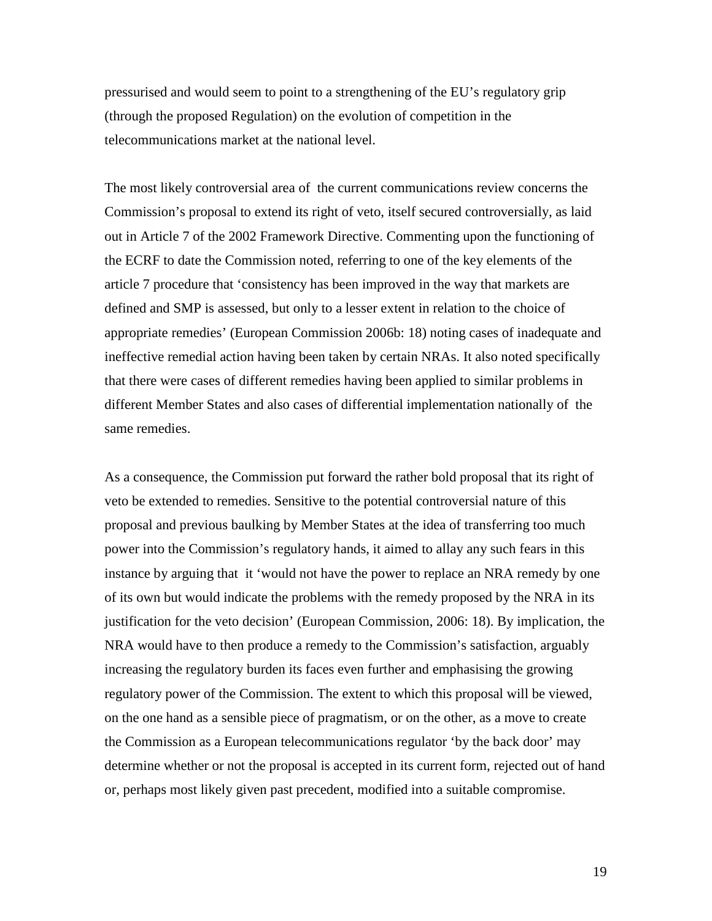pressurised and would seem to point to a strengthening of the EU's regulatory grip (through the proposed Regulation) on the evolution of competition in the telecommunications market at the national level.

The most likely controversial area of the current communications review concerns the Commission's proposal to extend its right of veto, itself secured controversially, as laid out in Article 7 of the 2002 Framework Directive. Commenting upon the functioning of the ECRF to date the Commission noted, referring to one of the key elements of the article 7 procedure that 'consistency has been improved in the way that markets are defined and SMP is assessed, but only to a lesser extent in relation to the choice of appropriate remedies' (European Commission 2006b: 18) noting cases of inadequate and ineffective remedial action having been taken by certain NRAs. It also noted specifically that there were cases of different remedies having been applied to similar problems in different Member States and also cases of differential implementation nationally of the same remedies.

As a consequence, the Commission put forward the rather bold proposal that its right of veto be extended to remedies. Sensitive to the potential controversial nature of this proposal and previous baulking by Member States at the idea of transferring too much power into the Commission's regulatory hands, it aimed to allay any such fears in this instance by arguing that it 'would not have the power to replace an NRA remedy by one of its own but would indicate the problems with the remedy proposed by the NRA in its justification for the veto decision' (European Commission, 2006: 18). By implication, the NRA would have to then produce a remedy to the Commission's satisfaction, arguably increasing the regulatory burden its faces even further and emphasising the growing regulatory power of the Commission. The extent to which this proposal will be viewed, on the one hand as a sensible piece of pragmatism, or on the other, as a move to create the Commission as a European telecommunications regulator 'by the back door' may determine whether or not the proposal is accepted in its current form, rejected out of hand or, perhaps most likely given past precedent, modified into a suitable compromise.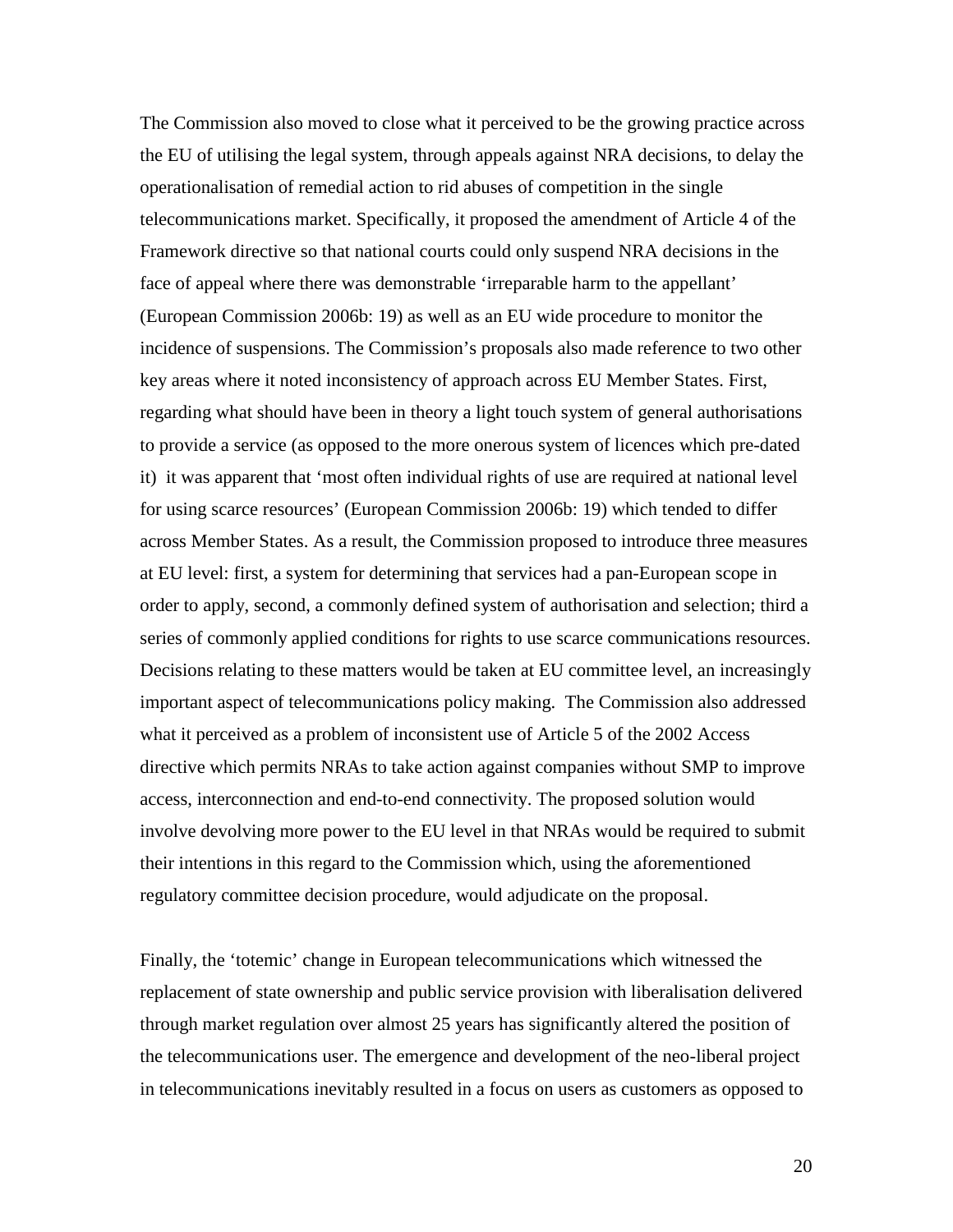The Commission also moved to close what it perceived to be the growing practice across the EU of utilising the legal system, through appeals against NRA decisions, to delay the operationalisation of remedial action to rid abuses of competition in the single telecommunications market. Specifically, it proposed the amendment of Article 4 of the Framework directive so that national courts could only suspend NRA decisions in the face of appeal where there was demonstrable 'irreparable harm to the appellant' (European Commission 2006b: 19) as well as an EU wide procedure to monitor the incidence of suspensions. The Commission's proposals also made reference to two other key areas where it noted inconsistency of approach across EU Member States. First, regarding what should have been in theory a light touch system of general authorisations to provide a service (as opposed to the more onerous system of licences which pre-dated it) it was apparent that 'most often individual rights of use are required at national level for using scarce resources' (European Commission 2006b: 19) which tended to differ across Member States. As a result, the Commission proposed to introduce three measures at EU level: first, a system for determining that services had a pan-European scope in order to apply, second, a commonly defined system of authorisation and selection; third a series of commonly applied conditions for rights to use scarce communications resources. Decisions relating to these matters would be taken at EU committee level, an increasingly important aspect of telecommunications policy making. The Commission also addressed what it perceived as a problem of inconsistent use of Article 5 of the 2002 Access directive which permits NRAs to take action against companies without SMP to improve access, interconnection and end-to-end connectivity. The proposed solution would involve devolving more power to the EU level in that NRAs would be required to submit their intentions in this regard to the Commission which, using the aforementioned regulatory committee decision procedure, would adjudicate on the proposal.

Finally, the 'totemic' change in European telecommunications which witnessed the replacement of state ownership and public service provision with liberalisation delivered through market regulation over almost 25 years has significantly altered the position of the telecommunications user. The emergence and development of the neo-liberal project in telecommunications inevitably resulted in a focus on users as customers as opposed to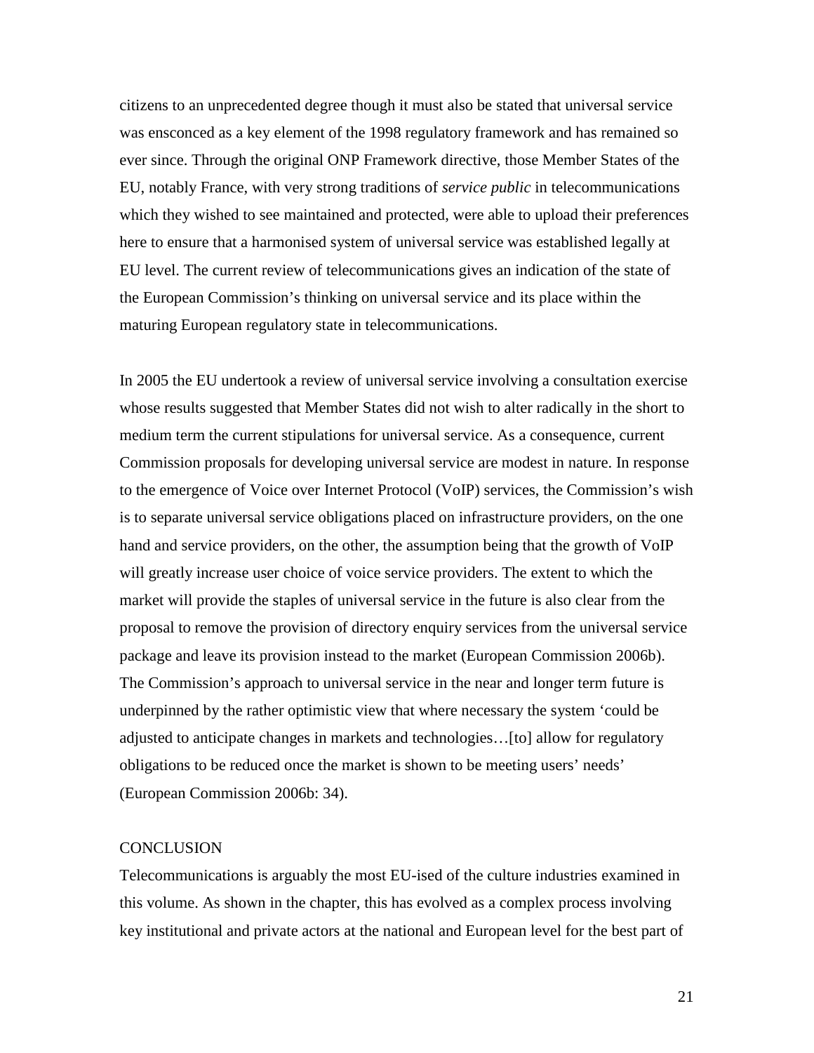citizens to an unprecedented degree though it must also be stated that universal service was ensconced as a key element of the 1998 regulatory framework and has remained so ever since. Through the original ONP Framework directive, those Member States of the EU, notably France, with very strong traditions of *service public* in telecommunications which they wished to see maintained and protected, were able to upload their preferences here to ensure that a harmonised system of universal service was established legally at EU level. The current review of telecommunications gives an indication of the state of the European Commission's thinking on universal service and its place within the maturing European regulatory state in telecommunications.

In 2005 the EU undertook a review of universal service involving a consultation exercise whose results suggested that Member States did not wish to alter radically in the short to medium term the current stipulations for universal service. As a consequence, current Commission proposals for developing universal service are modest in nature. In response to the emergence of Voice over Internet Protocol (VoIP) services, the Commission's wish is to separate universal service obligations placed on infrastructure providers, on the one hand and service providers, on the other, the assumption being that the growth of VoIP will greatly increase user choice of voice service providers. The extent to which the market will provide the staples of universal service in the future is also clear from the proposal to remove the provision of directory enquiry services from the universal service package and leave its provision instead to the market (European Commission 2006b). The Commission's approach to universal service in the near and longer term future is underpinned by the rather optimistic view that where necessary the system 'could be adjusted to anticipate changes in markets and technologies…[to] allow for regulatory obligations to be reduced once the market is shown to be meeting users' needs' (European Commission 2006b: 34).

## CONCLUSION

Telecommunications is arguably the most EU-ised of the culture industries examined in this volume. As shown in the chapter, this has evolved as a complex process involving key institutional and private actors at the national and European level for the best part of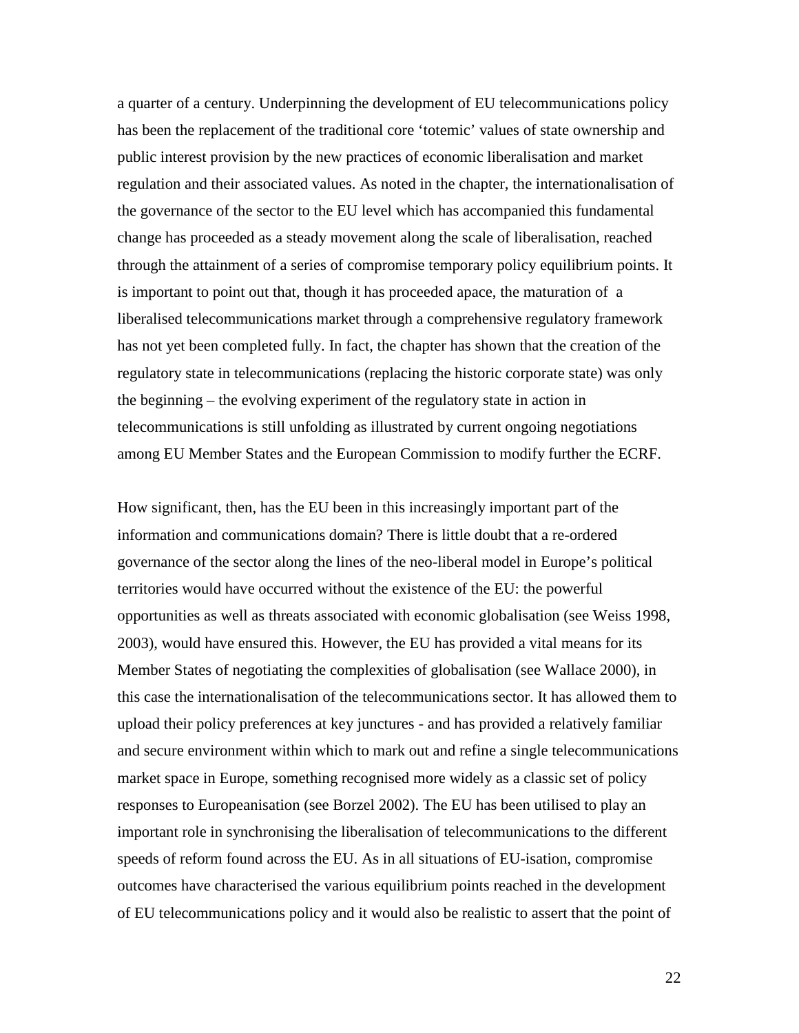a quarter of a century. Underpinning the development of EU telecommunications policy has been the replacement of the traditional core 'totemic' values of state ownership and public interest provision by the new practices of economic liberalisation and market regulation and their associated values. As noted in the chapter, the internationalisation of the governance of the sector to the EU level which has accompanied this fundamental change has proceeded as a steady movement along the scale of liberalisation, reached through the attainment of a series of compromise temporary policy equilibrium points. It is important to point out that, though it has proceeded apace, the maturation of a liberalised telecommunications market through a comprehensive regulatory framework has not yet been completed fully. In fact, the chapter has shown that the creation of the regulatory state in telecommunications (replacing the historic corporate state) was only the beginning – the evolving experiment of the regulatory state in action in telecommunications is still unfolding as illustrated by current ongoing negotiations among EU Member States and the European Commission to modify further the ECRF.

How significant, then, has the EU been in this increasingly important part of the information and communications domain? There is little doubt that a re-ordered governance of the sector along the lines of the neo-liberal model in Europe's political territories would have occurred without the existence of the EU: the powerful opportunities as well as threats associated with economic globalisation (see Weiss 1998, 2003), would have ensured this. However, the EU has provided a vital means for its Member States of negotiating the complexities of globalisation (see Wallace 2000), in this case the internationalisation of the telecommunications sector. It has allowed them to upload their policy preferences at key junctures - and has provided a relatively familiar and secure environment within which to mark out and refine a single telecommunications market space in Europe, something recognised more widely as a classic set of policy responses to Europeanisation (see Borzel 2002). The EU has been utilised to play an important role in synchronising the liberalisation of telecommunications to the different speeds of reform found across the EU. As in all situations of EU-isation, compromise outcomes have characterised the various equilibrium points reached in the development of EU telecommunications policy and it would also be realistic to assert that the point of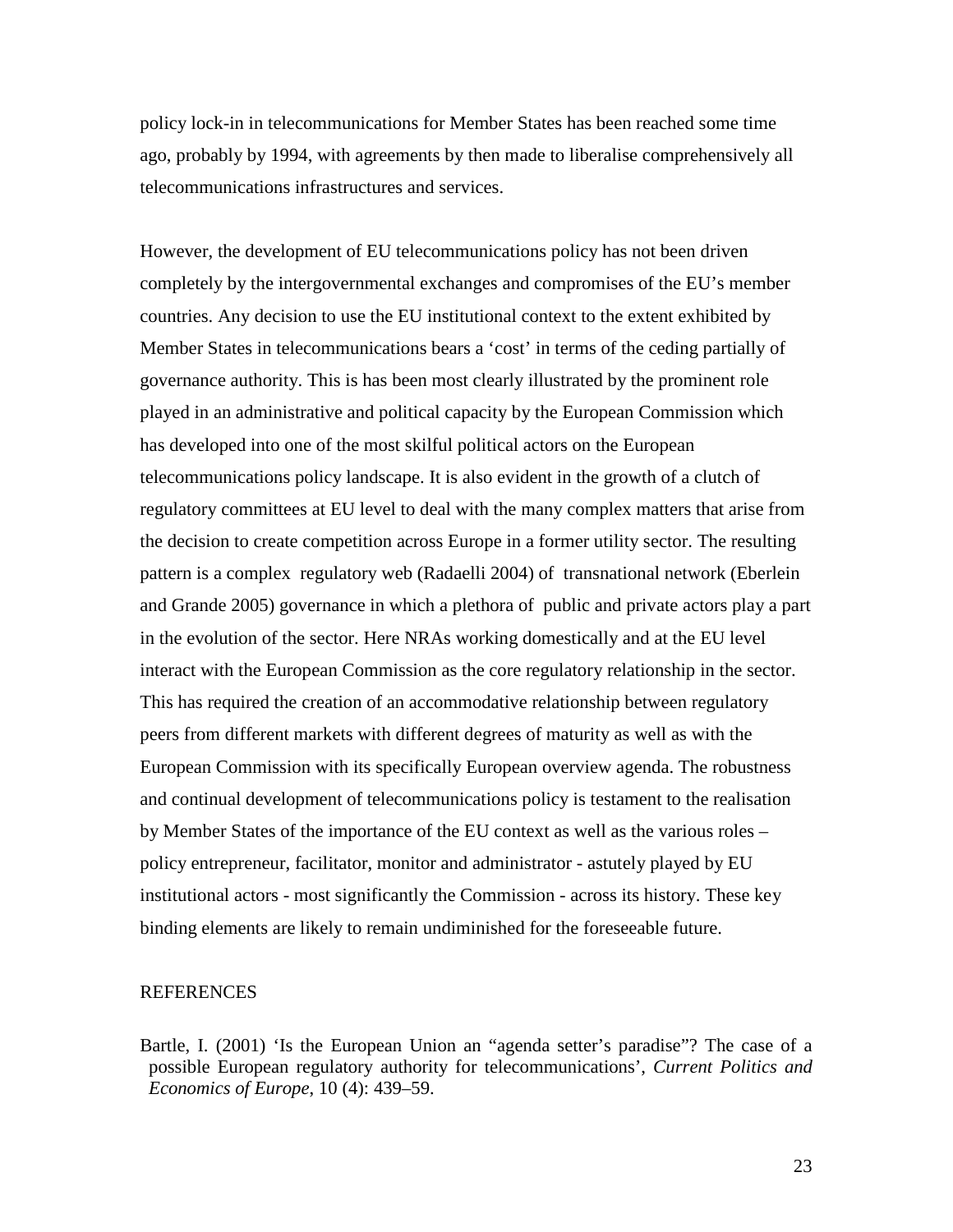policy lock-in in telecommunications for Member States has been reached some time ago, probably by 1994, with agreements by then made to liberalise comprehensively all telecommunications infrastructures and services.

However, the development of EU telecommunications policy has not been driven completely by the intergovernmental exchanges and compromises of the EU's member countries. Any decision to use the EU institutional context to the extent exhibited by Member States in telecommunications bears a 'cost' in terms of the ceding partially of governance authority. This is has been most clearly illustrated by the prominent role played in an administrative and political capacity by the European Commission which has developed into one of the most skilful political actors on the European telecommunications policy landscape. It is also evident in the growth of a clutch of regulatory committees at EU level to deal with the many complex matters that arise from the decision to create competition across Europe in a former utility sector. The resulting pattern is a complex regulatory web (Radaelli 2004) of transnational network (Eberlein and Grande 2005) governance in which a plethora of public and private actors play a part in the evolution of the sector. Here NRAs working domestically and at the EU level interact with the European Commission as the core regulatory relationship in the sector. This has required the creation of an accommodative relationship between regulatory peers from different markets with different degrees of maturity as well as with the European Commission with its specifically European overview agenda. The robustness and continual development of telecommunications policy is testament to the realisation by Member States of the importance of the EU context as well as the various roles – policy entrepreneur, facilitator, monitor and administrator - astutely played by EU institutional actors - most significantly the Commission - across its history. These key binding elements are likely to remain undiminished for the foreseeable future.

## REFERENCES

Bartle, I. (2001) 'Is the European Union an "agenda setter's paradise"? The case of a possible European regulatory authority for telecommunications', *Current Politics and Economics of Europe*, 10 (4): 439–59.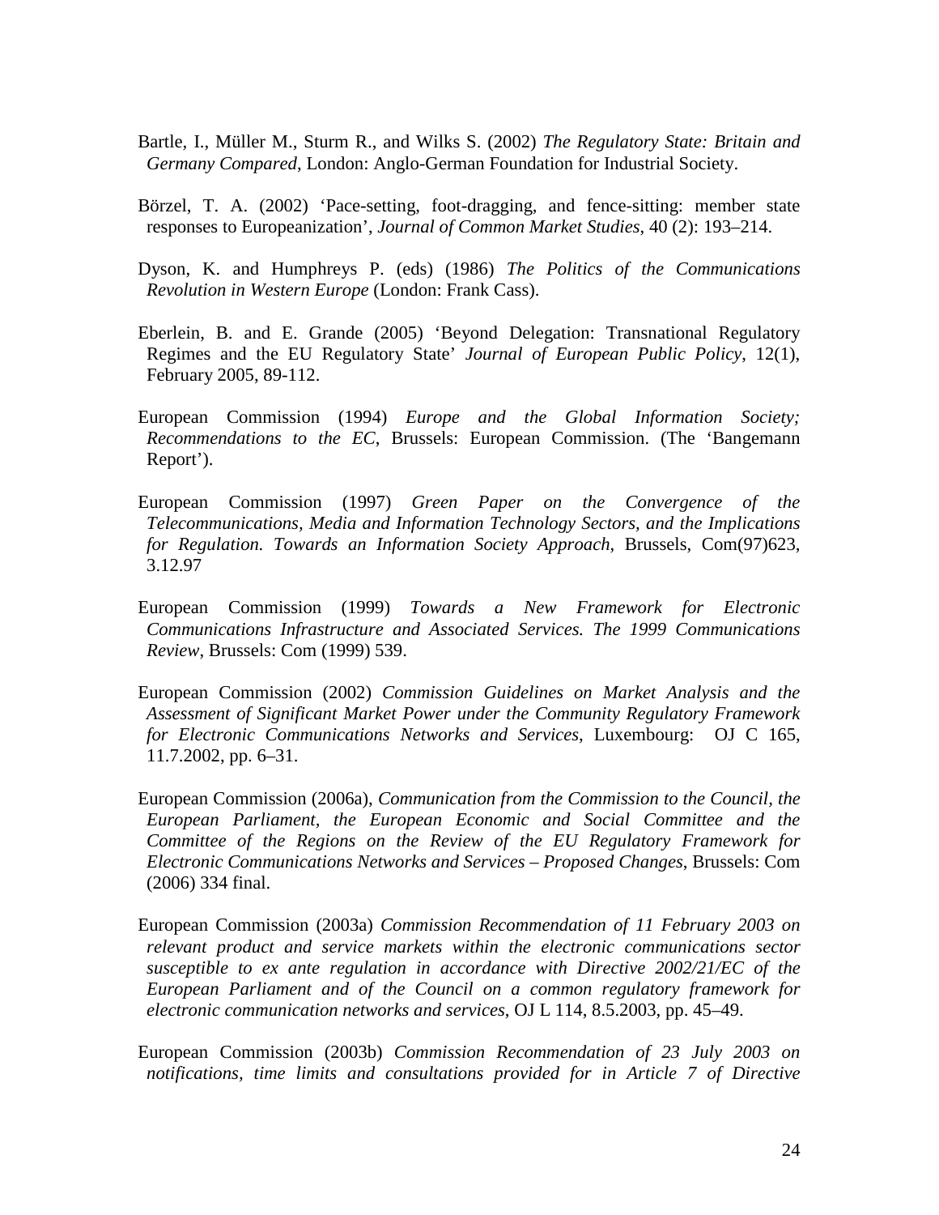Bartle, I., Müller M., Sturm R., and Wilks S. (2002) *The Regulatory State: Britain and Germany Compared*, London: Anglo-German Foundation for Industrial Society.

Börzel, T. A. (2002) 'Pace-setting, foot-dragging, and fence-sitting: member state responses to Europeanization', *Journal of Common Market Studies*, 40 (2): 193–214.

Dyson, K. and Humphreys P. (eds) (1986) *The Politics of the Communications Revolution in Western Europe* (London: Frank Cass).

Eberlein, B. and E. Grande (2005) 'Beyond Delegation: Transnational Regulatory Regimes and the EU Regulatory State' *Journal of European Public Policy*, 12(1), February 2005, 89-112.

European Commission (1994) *Europe and the Global Information Society; Recommendations to the EC*, Brussels: European Commission. (The 'Bangemann Report').

European Commission (1997) *Green Paper on the Convergence of the Telecommunications, Media and Information Technology Sectors, and the Implications for Regulation. Towards an Information Society Approach*, Brussels, Com(97)623, 3.12.97

European Commission (1999) *Towards a New Framework for Electronic Communications Infrastructure and Associated Services. The 1999 Communications Review*, Brussels: Com (1999) 539.

European Commission (2002) *Commission Guidelines on Market Analysis and the Assessment of Significant Market Power under the Community Regulatory Framework for Electronic Communications Networks and Services*, Luxembourg: OJ C 165, 11.7.2002, pp. 6–31.

European Commission (2006a), *Communication from the Commission to the Council, the European Parliament, the European Economic and Social Committee and the Committee of the Regions on the Review of the EU Regulatory Framework for Electronic Communications Networks and Services – Proposed Changes*, Brussels: Com (2006) 334 final.

European Commission (2003a) *Commission Recommendation of 11 February 2003 on relevant product and service markets within the electronic communications sector susceptible to ex ante regulation in accordance with Directive 2002/21/EC of the European Parliament and of the Council on a common regulatory framework for electronic communication networks and services*, OJ L 114, 8.5.2003, pp. 45–49.

European Commission (2003b) *Commission Recommendation of 23 July 2003 on notifications, time limits and consultations provided for in Article 7 of Directive*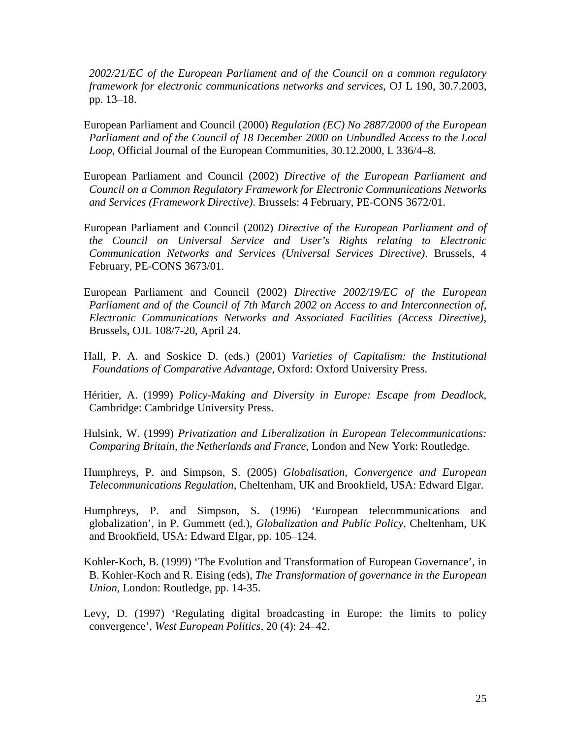*2002/21/EC of the European Parliament and of the Council on a common regulatory framework for electronic communications networks and services*, OJ L 190, 30.7.2003, pp. 13–18.

European Parliament and Council (2000) *Regulation (EC) No 2887/2000 of the European Parliament and of the Council of 18 December 2000 on Unbundled Access to the Local Loop*, Official Journal of the European Communities, 30.12.2000, L 336/4–8.

European Parliament and Council (2002) *Directive of the European Parliament and Council on a Common Regulatory Framework for Electronic Communications Networks and Services (Framework Directive)*. Brussels: 4 February, PE-CONS 3672/01.

European Parliament and Council (2002) *Directive of the European Parliament and of the Council on Universal Service and User's Rights relating to Electronic Communication Networks and Services (Universal Services Directive)*. Brussels, 4 February, PE-CONS 3673/01.

European Parliament and Council (2002) *Directive 2002/19/EC of the European Parliament and of the Council of 7th March 2002 on Access to and Interconnection of, Electronic Communications Networks and Associated Facilities (Access Directive)*, Brussels, OJL 108/7-20, April 24.

Hall, P. A. and Soskice D. (eds.) (2001) *Varieties of Capitalism: the Institutional Foundations of Comparative Advantage*, Oxford: Oxford University Press.

Héritier, A. (1999) *Policy-Making and Diversity in Europe: Escape from Deadlock*, Cambridge: Cambridge University Press.

Hulsink, W. (1999) *Privatization and Liberalization in European Telecommunications: Comparing Britain, the Netherlands and France*, London and New York: Routledge.

Humphreys, P. and Simpson, S. (2005) *Globalisation, Convergence and European Telecommunications Regulation*, Cheltenham, UK and Brookfield, USA: Edward Elgar.

Humphreys, P. and Simpson, S. (1996) 'European telecommunications and globalization', in P. Gummett (ed.), *Globalization and Public Policy*, Cheltenham, UK and Brookfield, USA: Edward Elgar, pp. 105–124.

Kohler-Koch, B. (1999) 'The Evolution and Transformation of European Governance', in B. Kohler-Koch and R. Eising (eds), *The Transformation of governance in the European Union*, London: Routledge, pp. 14-35.

Levy, D. (1997) 'Regulating digital broadcasting in Europe: the limits to policy convergence', *West European Politics*, 20 (4): 24–42.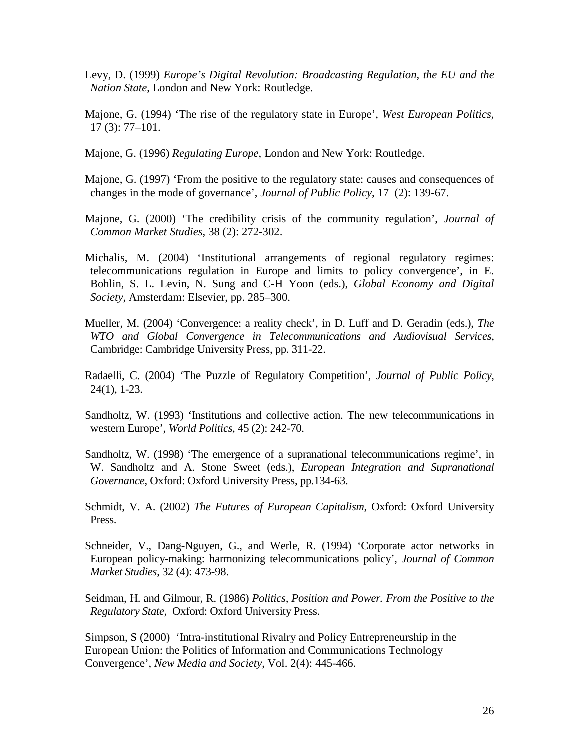Levy, D. (1999) *Europe's Digital Revolution: Broadcasting Regulation, the EU and the Nation State*, London and New York: Routledge.

Majone, G. (1994) 'The rise of the regulatory state in Europe', *West European Politics*, 17 (3): 77–101.

Majone, G. (1996) *Regulating Europe*, London and New York: Routledge.

Majone, G. (1997) 'From the positive to the regulatory state: causes and consequences of changes in the mode of governance', *Journal of Public Policy*, 17 (2): 139-67.

Majone, G. (2000) 'The credibility crisis of the community regulation', *Journal of Common Market Studies*, 38 (2): 272-302.

Michalis, M. (2004) 'Institutional arrangements of regional regulatory regimes: telecommunications regulation in Europe and limits to policy convergence', in E. Bohlin, S. L. Levin, N. Sung and C-H Yoon (eds.), *Global Economy and Digital Society*, Amsterdam: Elsevier, pp. 285–300.

Mueller, M. (2004) 'Convergence: a reality check', in D. Luff and D. Geradin (eds.), *The WTO and Global Convergence in Telecommunications and Audiovisual Services*, Cambridge: Cambridge University Press, pp. 311-22.

Radaelli, C. (2004) 'The Puzzle of Regulatory Competition', *Journal of Public Policy*, 24(1), 1-23.

Sandholtz, W. (1993) 'Institutions and collective action. The new telecommunications in western Europe', *World Politics*, 45 (2): 242-70.

Sandholtz, W. (1998) 'The emergence of a supranational telecommunications regime', in W. Sandholtz and A. Stone Sweet (eds.), *European Integration and Supranational Governance*, Oxford: Oxford University Press, pp.134-63.

Schmidt, V. A. (2002) *The Futures of European Capitalism*, Oxford: Oxford University Press.

Schneider, V., Dang-Nguyen, G., and Werle, R. (1994) 'Corporate actor networks in European policy-making: harmonizing telecommunications policy', *Journal of Common Market Studies*, 32 (4): 473-98.

Seidman, H. and Gilmour, R. (1986) *Politics, Position and Power. From the Positive to the Regulatory State*, Oxford: Oxford University Press.

Simpson, S (2000) 'Intra-institutional Rivalry and Policy Entrepreneurship in the European Union: the Politics of Information and Communications Technology Convergence', *New Media and Society*, Vol. 2(4): 445-466.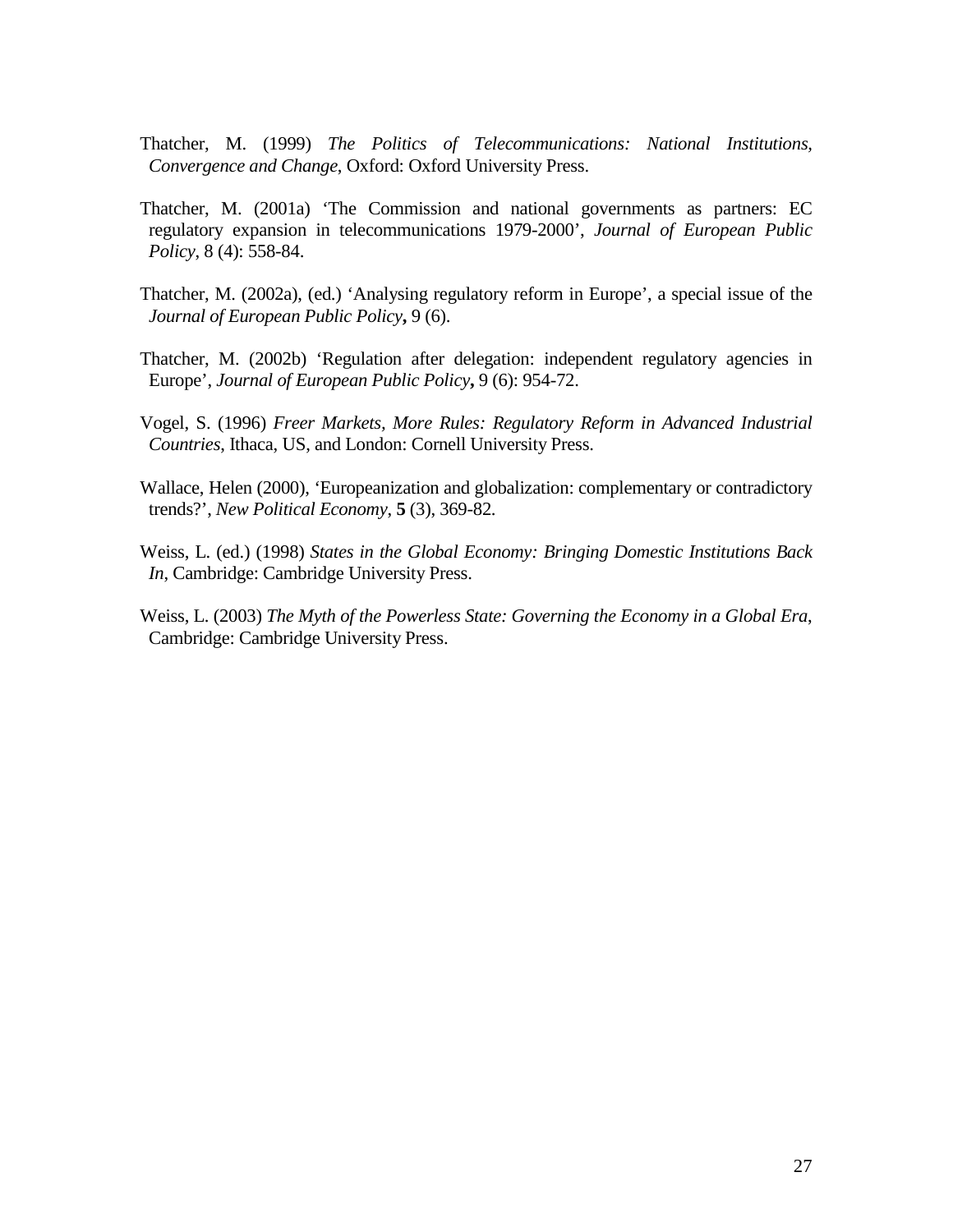Thatcher, M. (1999) *The Politics of Telecommunications: National Institutions, Convergence and Change*, Oxford: Oxford University Press.

Thatcher, M. (2001a) 'The Commission and national governments as partners: EC regulatory expansion in telecommunications 1979-2000', *Journal of European Public Policy*, 8 (4): 558-84.

Thatcher, M. (2002a), (ed.) 'Analysing regulatory reform in Europe', a special issue of the *Journal of European Public Policy***,** 9 (6).

Thatcher, M. (2002b) 'Regulation after delegation: independent regulatory agencies in Europe', *Journal of European Public Policy***,** 9 (6): 954-72.

Vogel, S. (1996) *Freer Markets, More Rules: Regulatory Reform in Advanced Industrial Countries*, Ithaca, US, and London: Cornell University Press.

Wallace, Helen (2000), 'Europeanization and globalization: complementary or contradictory trends?', *New Political Economy*, **5** (3), 369-82.

Weiss, L. (ed.) (1998) *States in the Global Economy: Bringing Domestic Institutions Back In*, Cambridge: Cambridge University Press.

Weiss, L. (2003) *The Myth of the Powerless State: Governing the Economy in a Global Era*, Cambridge: Cambridge University Press.